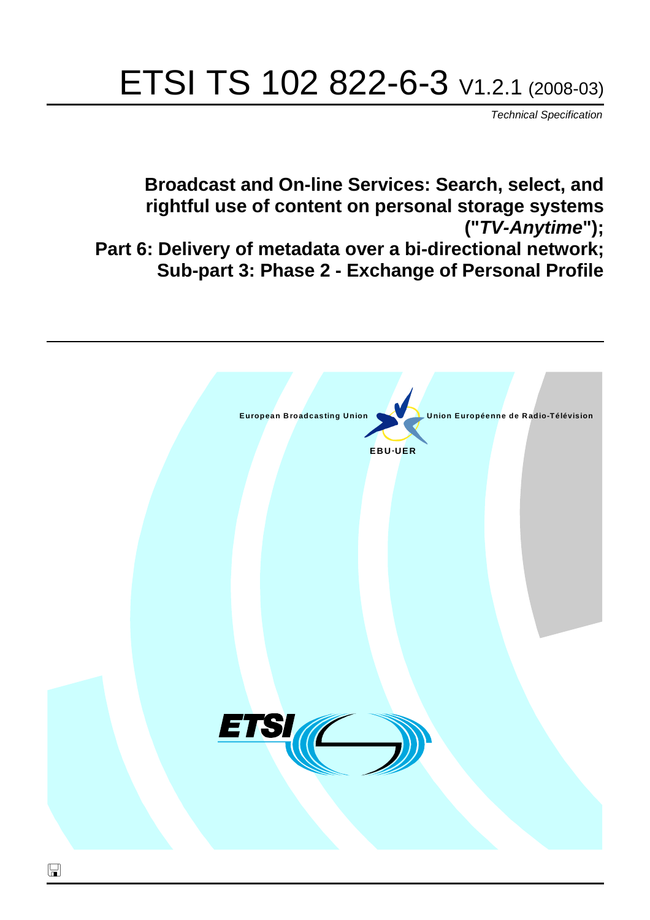# ETSI TS 102 822-6-3 V1.2.1 (2008-03)

*Technical Specification*

## Broadcast and On-line Services: Search, select, and rightful use of content on personal storage systems ("*TV-Anytime*"); Part 6: Delivery of metadata over a bi-directional network; Sub-part 3: Phase 2 - Exchange of Personal Profile

European Broadcasting Union

Union Européenne de Radio-Télévision

EBU·UER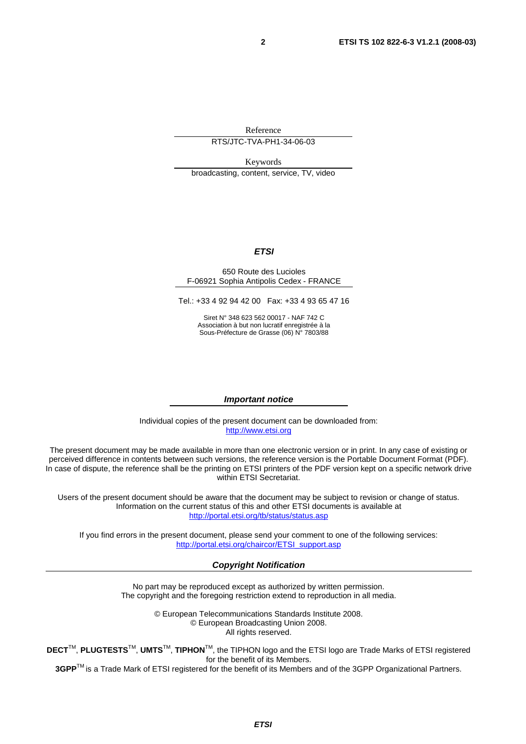Reference

RTS/JTC-TVA-PH1-34-06-03

Keywords

broadcasting, content, service, TV, video

***ETSI***

650 Route des Lucioles
F-06921 Sophia Antipolis Cedex - FRANCE

Tel.: +33 4 92 94 42 00 Fax: +33 4 93 65 47 16

Siret N° 348 623 562 00017 - NAF 742 C
Association à but non lucratif enregistrée à la
Sous-Préfecture de Grasse (06) N° 7803/88

***Important notice***

Individual copies of the present document can be downloaded from:
http://www.etsi.org

The present document may be made available in more than one electronic version or in print. In any case of existing or perceived difference in contents between such versions, the reference version is the Portable Document Format (PDF). In case of dispute, the reference shall be the printing on ETSI printers of the PDF version kept on a specific network drive within ETSI Secretariat.

Users of the present document should be aware that the document may be subject to revision or change of status. Information on the current status of this and other ETSI documents is available at
http://portal.etsi.org/tb/status/status.asp

If you find errors in the present document, please send your comment to one of the following services:
http://portal.etsi.org/chaircor/ETSI_support.asp

***Copyright Notification***

No part may be reproduced except as authorized by written permission.
The copyright and the foregoing restriction extend to reproduction in all media.

© European Telecommunications Standards Institute 2008.
© European Broadcasting Union 2008.
All rights reserved.

**DECT**TM, **PLUGTESTS**TM, **UMTS**TM, **TIPHON**TM, the TIPHON logo and the ETSI logo are Trade Marks of ETSI registered for the benefit of its Members.
**3GPP**TM is a Trade Mark of ETSI registered for the benefit of its Members and of the 3GPP Organizational Partners.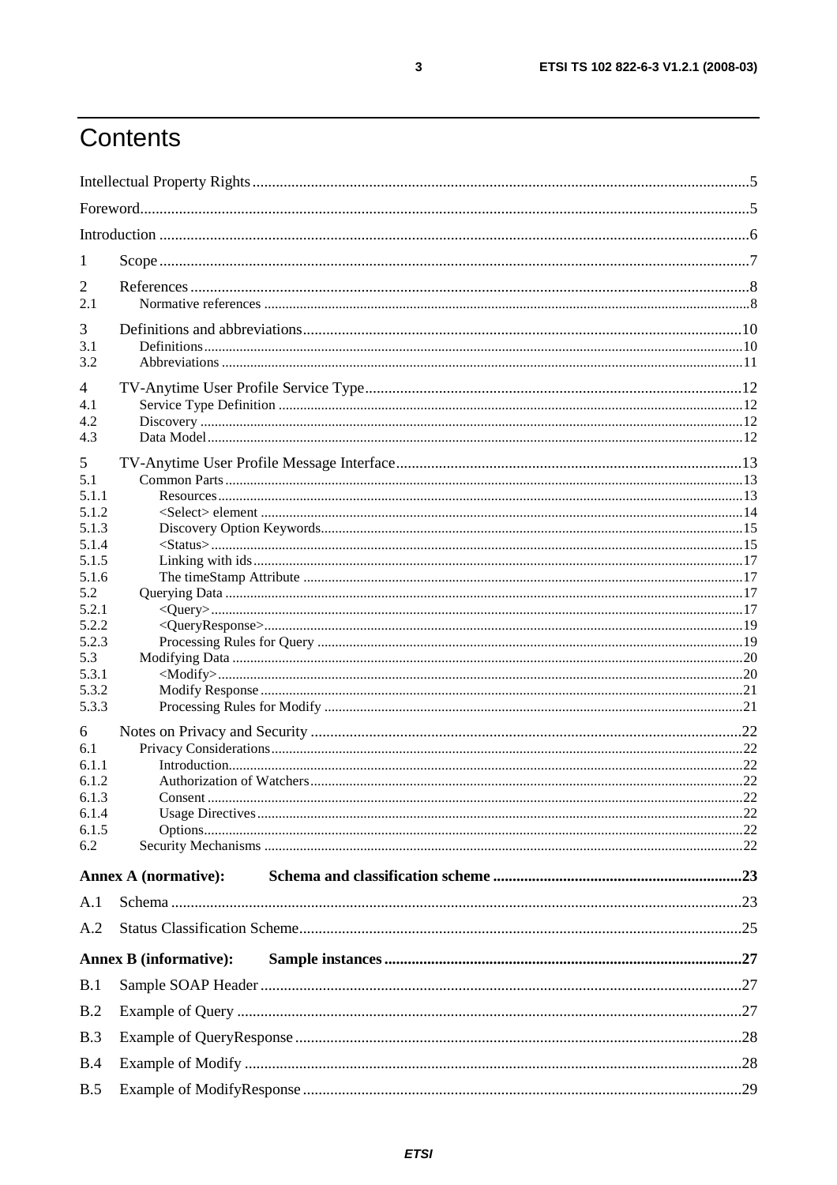# Contents

Intellectual Property Rights ..... 5

Foreword ..... 5

Introduction ..... 6

1 Scope ..... 7

2 References ..... 8

2.1 Normative references ..... 8

3 Definitions and abbreviations ..... 10

3.1 Definitions ..... 10

3.2 Abbreviations ..... 11

4 TV-Anytime User Profile Service Type ..... 12

4.1 Service Type Definition ..... 12

4.2 Discovery ..... 12

4.3 Data Model ..... 12

5 TV-Anytime User Profile Message Interface ..... 13

5.1 Common Parts ..... 13

5.1.1 Resources ..... 13

5.1.2 <Select> element ..... 14

5.1.3 Discovery Option Keywords ..... 15

5.1.4 <Status> ..... 15

5.1.5 Linking with ids ..... 17

5.1.6 The timeStamp Attribute ..... 17

5.2 Querying Data ..... 17

5.2.1 <Query> ..... 17

5.2.2 <QueryResponse> ..... 19

5.2.3 Processing Rules for Query ..... 19

5.3 Modifying Data ..... 20

5.3.1 <Modify> ..... 20

5.3.2 Modify Response ..... 21

5.3.3 Processing Rules for Modify ..... 21

6 Notes on Privacy and Security ..... 22

6.1 Privacy Considerations ..... 22

6.1.1 Introduction ..... 22

6.1.2 Authorization of Watchers ..... 22

6.1.3 Consent ..... 22

6.1.4 Usage Directives ..... 22

6.1.5 Options ..... 22

6.2 Security Mechanisms ..... 22

**Annex A (normative): Schema and classification scheme ..... 23**

A.1 Schema ..... 23

A.2 Status Classification Scheme ..... 25

**Annex B (informative): Sample instances ..... 27**

B.1 Sample SOAP Header ..... 27

B.2 Example of Query ..... 27

B.3 Example of QueryResponse ..... 28

B.4 Example of Modify ..... 28

B.5 Example of ModifyResponse ..... 29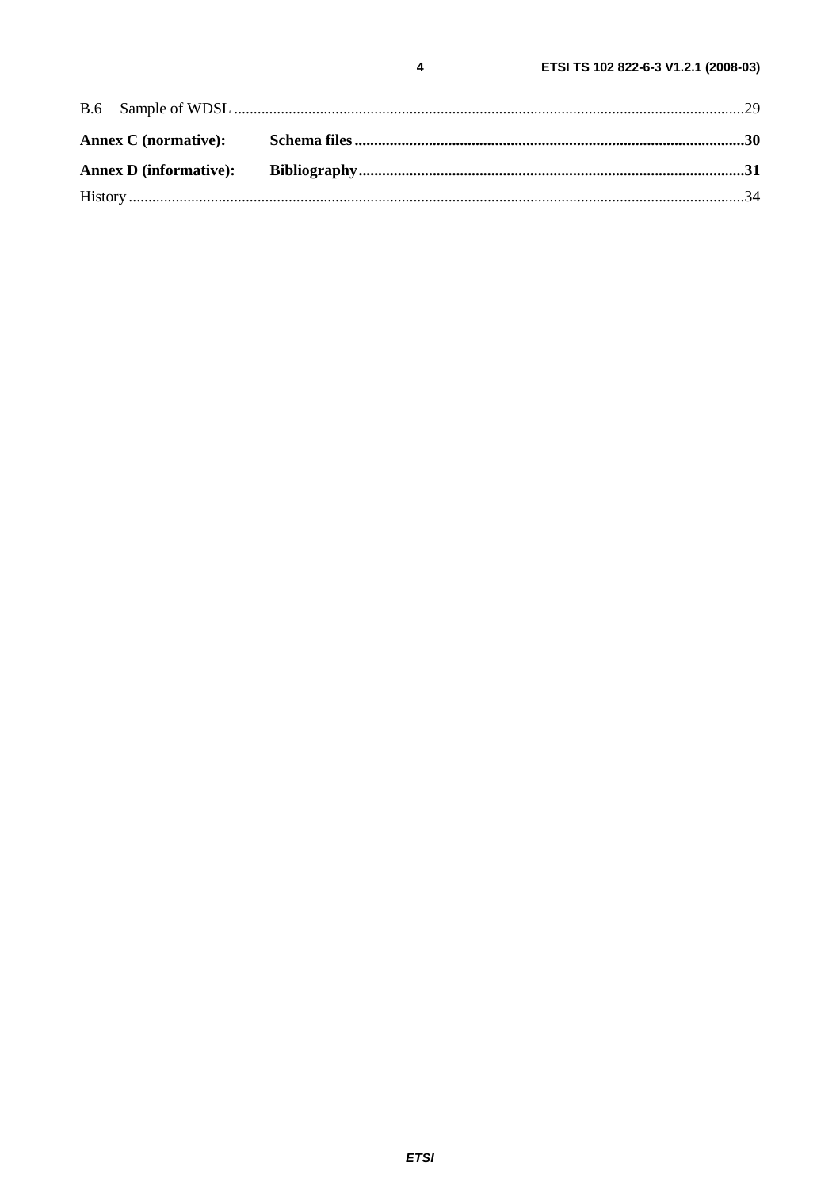B.6 Sample of WDSL ....................................................................................................................................29

**Annex C (normative): Schema files ....................................................................................................30**

**Annex D (informative): Bibliography ...................................................................................................31**

History ..............................................................................................................................................................34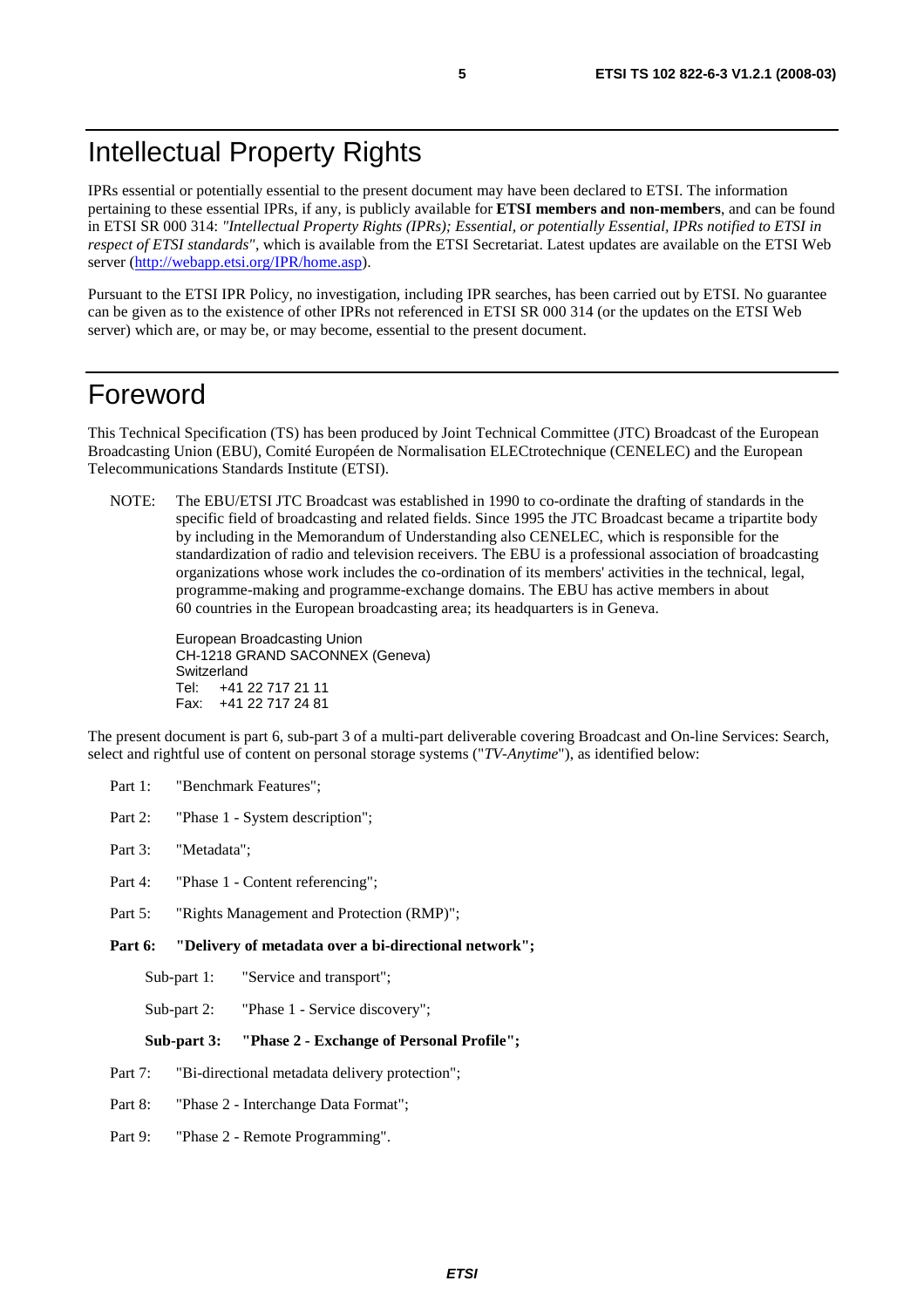# Intellectual Property Rights

IPRs essential or potentially essential to the present document may have been declared to ETSI. The information pertaining to these essential IPRs, if any, is publicly available for **ETSI members and non-members**, and can be found in ETSI SR 000 314: *"Intellectual Property Rights (IPRs); Essential, or potentially Essential, IPRs notified to ETSI in respect of ETSI standards"*, which is available from the ETSI Secretariat. Latest updates are available on the ETSI Web server (http://webapp.etsi.org/IPR/home.asp).

Pursuant to the ETSI IPR Policy, no investigation, including IPR searches, has been carried out by ETSI. No guarantee can be given as to the existence of other IPRs not referenced in ETSI SR 000 314 (or the updates on the ETSI Web server) which are, or may be, or may become, essential to the present document.

# Foreword

This Technical Specification (TS) has been produced by Joint Technical Committee (JTC) Broadcast of the European Broadcasting Union (EBU), Comité Européen de Normalisation ELECtrotechnique (CENELEC) and the European Telecommunications Standards Institute (ETSI).

NOTE: The EBU/ETSI JTC Broadcast was established in 1990 to co-ordinate the drafting of standards in the specific field of broadcasting and related fields. Since 1995 the JTC Broadcast became a tripartite body by including in the Memorandum of Understanding also CENELEC, which is responsible for the standardization of radio and television receivers. The EBU is a professional association of broadcasting organizations whose work includes the co-ordination of its members' activities in the technical, legal, programme-making and programme-exchange domains. The EBU has active members in about 60 countries in the European broadcasting area; its headquarters is in Geneva.

European Broadcasting Union
CH-1218 GRAND SACONNEX (Geneva)
Switzerland
Tel: +41 22 717 21 11
Fax: +41 22 717 24 81

The present document is part 6, sub-part 3 of a multi-part deliverable covering Broadcast and On-line Services: Search, select and rightful use of content on personal storage systems ("*TV-Anytime*"), as identified below:

- Part 1: "Benchmark Features";
- Part 2: "Phase 1 - System description";
- Part 3: "Metadata";
- Part 4: "Phase 1 - Content referencing";
- Part 5: "Rights Management and Protection (RMP)";
- **Part 6: "Delivery of metadata over a bi-directional network";**
  - Sub-part 1: "Service and transport";
  - Sub-part 2: "Phase 1 - Service discovery";
  - **Sub-part 3: "Phase 2 - Exchange of Personal Profile";**
- Part 7: "Bi-directional metadata delivery protection";
- Part 8: "Phase 2 - Interchange Data Format";
- Part 9: "Phase 2 - Remote Programming".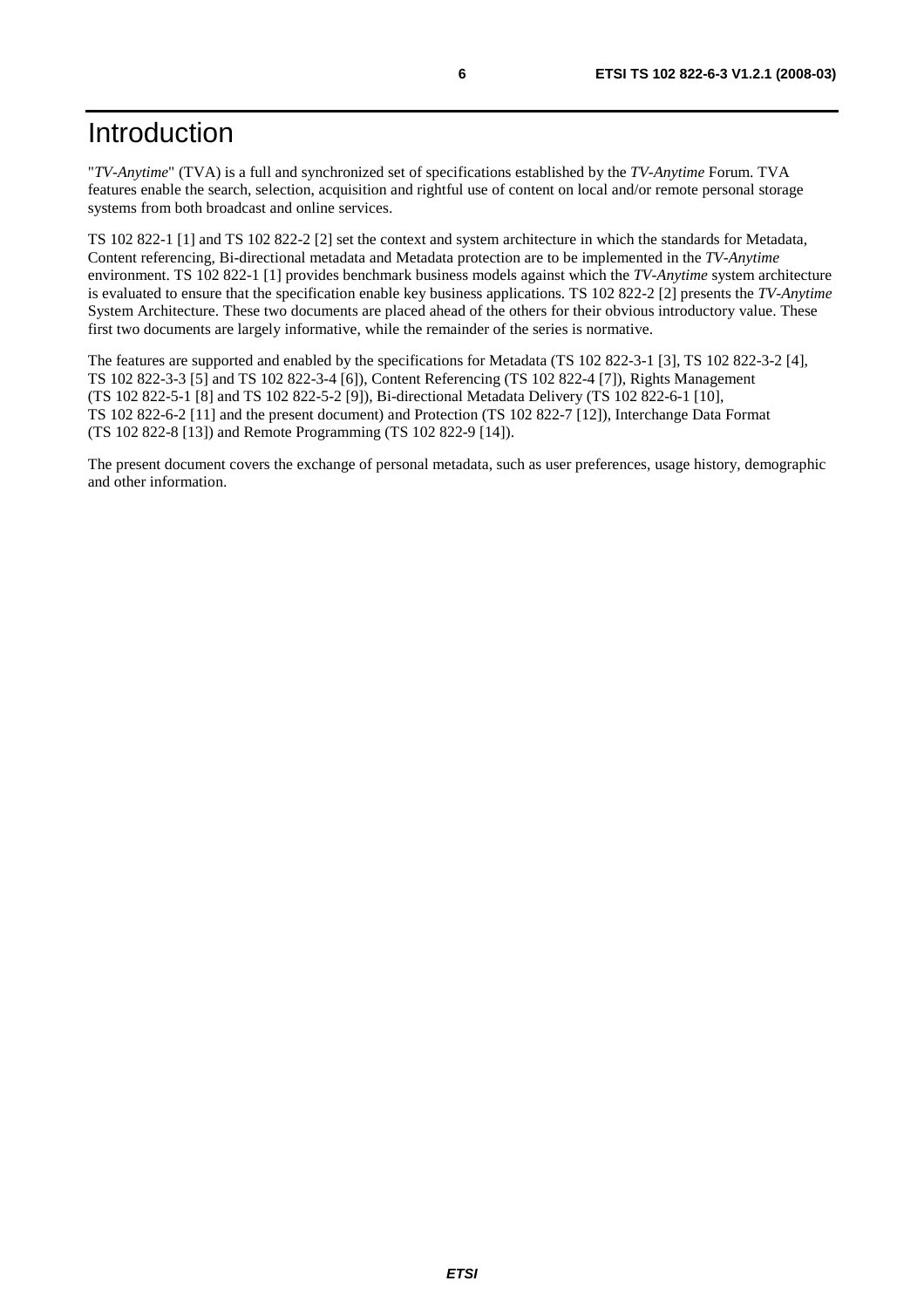# Introduction

"*TV-Anytime*" (TVA) is a full and synchronized set of specifications established by the *TV-Anytime* Forum. TVA features enable the search, selection, acquisition and rightful use of content on local and/or remote personal storage systems from both broadcast and online services.

TS 102 822-1 [1] and TS 102 822-2 [2] set the context and system architecture in which the standards for Metadata, Content referencing, Bi-directional metadata and Metadata protection are to be implemented in the *TV-Anytime* environment. TS 102 822-1 [1] provides benchmark business models against which the *TV-Anytime* system architecture is evaluated to ensure that the specification enable key business applications. TS 102 822-2 [2] presents the *TV-Anytime* System Architecture. These two documents are placed ahead of the others for their obvious introductory value. These first two documents are largely informative, while the remainder of the series is normative.

The features are supported and enabled by the specifications for Metadata (TS 102 822-3-1 [3], TS 102 822-3-2 [4], TS 102 822-3-3 [5] and TS 102 822-3-4 [6]), Content Referencing (TS 102 822-4 [7]), Rights Management (TS 102 822-5-1 [8] and TS 102 822-5-2 [9]), Bi-directional Metadata Delivery (TS 102 822-6-1 [10], TS 102 822-6-2 [11] and the present document) and Protection (TS 102 822-7 [12]), Interchange Data Format (TS 102 822-8 [13]) and Remote Programming (TS 102 822-9 [14]).

The present document covers the exchange of personal metadata, such as user preferences, usage history, demographic and other information.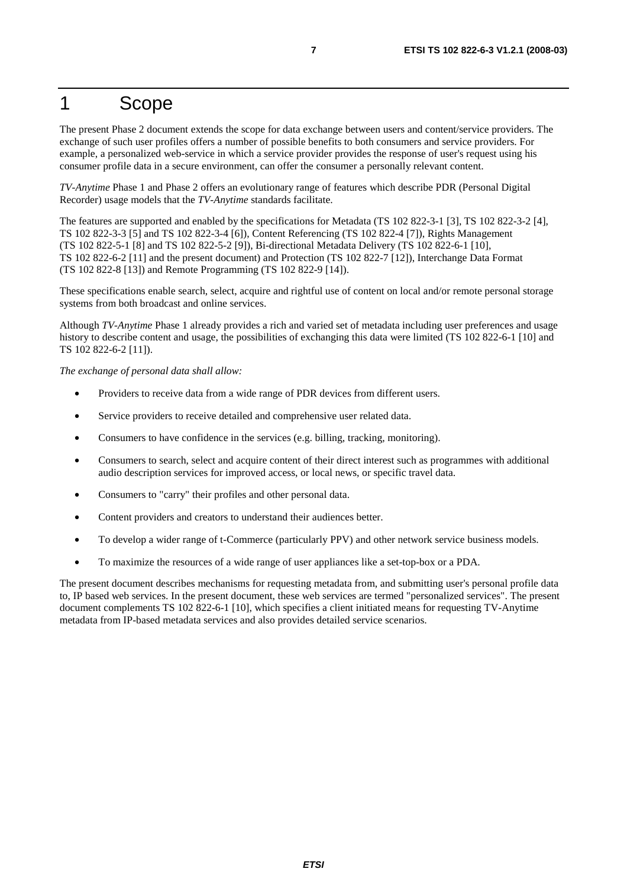# 1 Scope

The present Phase 2 document extends the scope for data exchange between users and content/service providers. The exchange of such user profiles offers a number of possible benefits to both consumers and service providers. For example, a personalized web-service in which a service provider provides the response of user's request using his consumer profile data in a secure environment, can offer the consumer a personally relevant content.

*TV-Anytime* Phase 1 and Phase 2 offers an evolutionary range of features which describe PDR (Personal Digital Recorder) usage models that the *TV-Anytime* standards facilitate.

The features are supported and enabled by the specifications for Metadata (TS 102 822-3-1 [3], TS 102 822-3-2 [4], TS 102 822-3-3 [5] and TS 102 822-3-4 [6]), Content Referencing (TS 102 822-4 [7]), Rights Management (TS 102 822-5-1 [8] and TS 102 822-5-2 [9]), Bi-directional Metadata Delivery (TS 102 822-6-1 [10], TS 102 822-6-2 [11] and the present document) and Protection (TS 102 822-7 [12]), Interchange Data Format (TS 102 822-8 [13]) and Remote Programming (TS 102 822-9 [14]).

These specifications enable search, select, acquire and rightful use of content on local and/or remote personal storage systems from both broadcast and online services.

Although *TV-Anytime* Phase 1 already provides a rich and varied set of metadata including user preferences and usage history to describe content and usage, the possibilities of exchanging this data were limited (TS 102 822-6-1 [10] and TS 102 822-6-2 [11]).

*The exchange of personal data shall allow:*

- Providers to receive data from a wide range of PDR devices from different users.
- Service providers to receive detailed and comprehensive user related data.
- Consumers to have confidence in the services (e.g. billing, tracking, monitoring).
- Consumers to search, select and acquire content of their direct interest such as programmes with additional audio description services for improved access, or local news, or specific travel data.
- Consumers to "carry" their profiles and other personal data.
- Content providers and creators to understand their audiences better.
- To develop a wider range of t-Commerce (particularly PPV) and other network service business models.
- To maximize the resources of a wide range of user appliances like a set-top-box or a PDA.

The present document describes mechanisms for requesting metadata from, and submitting user's personal profile data to, IP based web services. In the present document, these web services are termed "personalized services". The present document complements TS 102 822-6-1 [10], which specifies a client initiated means for requesting TV-Anytime metadata from IP-based metadata services and also provides detailed service scenarios.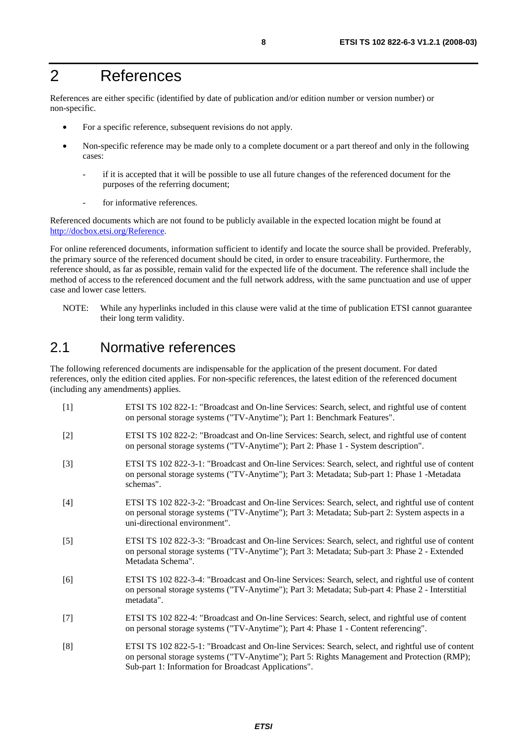# 2 References

References are either specific (identified by date of publication and/or edition number or version number) or non-specific.

- For a specific reference, subsequent revisions do not apply.
- Non-specific reference may be made only to a complete document or a part thereof and only in the following cases:
  - if it is accepted that it will be possible to use all future changes of the referenced document for the purposes of the referring document;
  - for informative references.

Referenced documents which are not found to be publicly available in the expected location might be found at http://docbox.etsi.org/Reference.

For online referenced documents, information sufficient to identify and locate the source shall be provided. Preferably, the primary source of the referenced document should be cited, in order to ensure traceability. Furthermore, the reference should, as far as possible, remain valid for the expected life of the document. The reference shall include the method of access to the referenced document and the full network address, with the same punctuation and use of upper case and lower case letters.

NOTE: While any hyperlinks included in this clause were valid at the time of publication ETSI cannot guarantee their long term validity.

## 2.1 Normative references

The following referenced documents are indispensable for the application of the present document. For dated references, only the edition cited applies. For non-specific references, the latest edition of the referenced document (including any amendments) applies.

[1] ETSI TS 102 822-1: "Broadcast and On-line Services: Search, select, and rightful use of content on personal storage systems ("TV-Anytime"); Part 1: Benchmark Features".

[2] ETSI TS 102 822-2: "Broadcast and On-line Services: Search, select, and rightful use of content on personal storage systems ("TV-Anytime"); Part 2: Phase 1 - System description".

[3] ETSI TS 102 822-3-1: "Broadcast and On-line Services: Search, select, and rightful use of content on personal storage systems ("TV-Anytime"); Part 3: Metadata; Sub-part 1: Phase 1 -Metadata schemas".

[4] ETSI TS 102 822-3-2: "Broadcast and On-line Services: Search, select, and rightful use of content on personal storage systems ("TV-Anytime"); Part 3: Metadata; Sub-part 2: System aspects in a uni-directional environment".

[5] ETSI TS 102 822-3-3: "Broadcast and On-line Services: Search, select, and rightful use of content on personal storage systems ("TV-Anytime"); Part 3: Metadata; Sub-part 3: Phase 2 - Extended Metadata Schema".

[6] ETSI TS 102 822-3-4: "Broadcast and On-line Services: Search, select, and rightful use of content on personal storage systems ("TV-Anytime"); Part 3: Metadata; Sub-part 4: Phase 2 - Interstitial metadata".

[7] ETSI TS 102 822-4: "Broadcast and On-line Services: Search, select, and rightful use of content on personal storage systems ("TV-Anytime"); Part 4: Phase 1 - Content referencing".

[8] ETSI TS 102 822-5-1: "Broadcast and On-line Services: Search, select, and rightful use of content on personal storage systems ("TV-Anytime"); Part 5: Rights Management and Protection (RMP); Sub-part 1: Information for Broadcast Applications".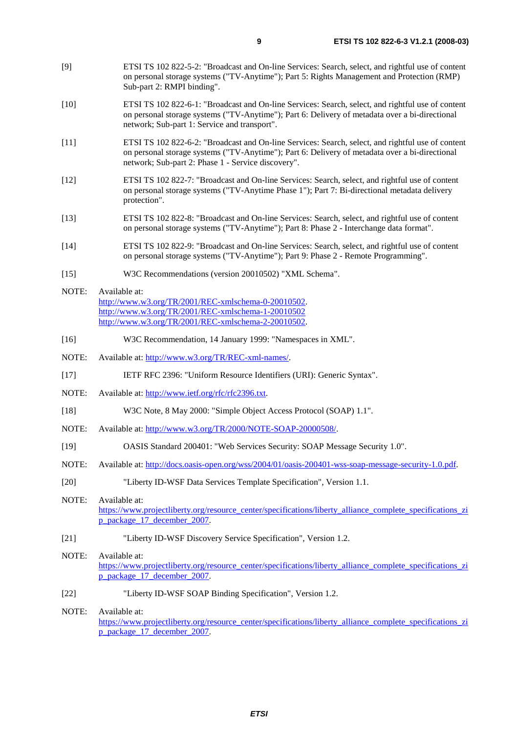[9] ETSI TS 102 822-5-2: "Broadcast and On-line Services: Search, select, and rightful use of content on personal storage systems ("TV-Anytime"); Part 5: Rights Management and Protection (RMP) Sub-part 2: RMPI binding".

[10] ETSI TS 102 822-6-1: "Broadcast and On-line Services: Search, select, and rightful use of content on personal storage systems ("TV-Anytime"); Part 6: Delivery of metadata over a bi-directional network; Sub-part 1: Service and transport".

[11] ETSI TS 102 822-6-2: "Broadcast and On-line Services: Search, select, and rightful use of content on personal storage systems ("TV-Anytime"); Part 6: Delivery of metadata over a bi-directional network; Sub-part 2: Phase 1 - Service discovery".

[12] ETSI TS 102 822-7: "Broadcast and On-line Services: Search, select, and rightful use of content on personal storage systems ("TV-Anytime Phase 1"); Part 7: Bi-directional metadata delivery protection".

[13] ETSI TS 102 822-8: "Broadcast and On-line Services: Search, select, and rightful use of content on personal storage systems ("TV-Anytime"); Part 8: Phase 2 - Interchange data format".

[14] ETSI TS 102 822-9: "Broadcast and On-line Services: Search, select, and rightful use of content on personal storage systems ("TV-Anytime"); Part 9: Phase 2 - Remote Programming".

[15] W3C Recommendations (version 20010502) "XML Schema".

NOTE: Available at:
http://www.w3.org/TR/2001/REC-xmlschema-0-20010502.
http://www.w3.org/TR/2001/REC-xmlschema-1-20010502
http://www.w3.org/TR/2001/REC-xmlschema-2-20010502.

[16] W3C Recommendation, 14 January 1999: "Namespaces in XML".

NOTE: Available at: http://www.w3.org/TR/REC-xml-names/.

[17] IETF RFC 2396: "Uniform Resource Identifiers (URI): Generic Syntax".

NOTE: Available at: http://www.ietf.org/rfc/rfc2396.txt.

[18] W3C Note, 8 May 2000: "Simple Object Access Protocol (SOAP) 1.1".

NOTE: Available at: http://www.w3.org/TR/2000/NOTE-SOAP-20000508/.

[19] OASIS Standard 200401: "Web Services Security: SOAP Message Security 1.0".

NOTE: Available at: http://docs.oasis-open.org/wss/2004/01/oasis-200401-wss-soap-message-security-1.0.pdf.

[20] "Liberty ID-WSF Data Services Template Specification", Version 1.1.

NOTE: Available at:
https://www.projectliberty.org/resource_center/specifications/liberty_alliance_complete_specifications_zip_package_17_december_2007.

[21] "Liberty ID-WSF Discovery Service Specification", Version 1.2.

NOTE: Available at:
https://www.projectliberty.org/resource_center/specifications/liberty_alliance_complete_specifications_zip_package_17_december_2007.

[22] "Liberty ID-WSF SOAP Binding Specification", Version 1.2.

NOTE: Available at:
https://www.projectliberty.org/resource_center/specifications/liberty_alliance_complete_specifications_zip_package_17_december_2007.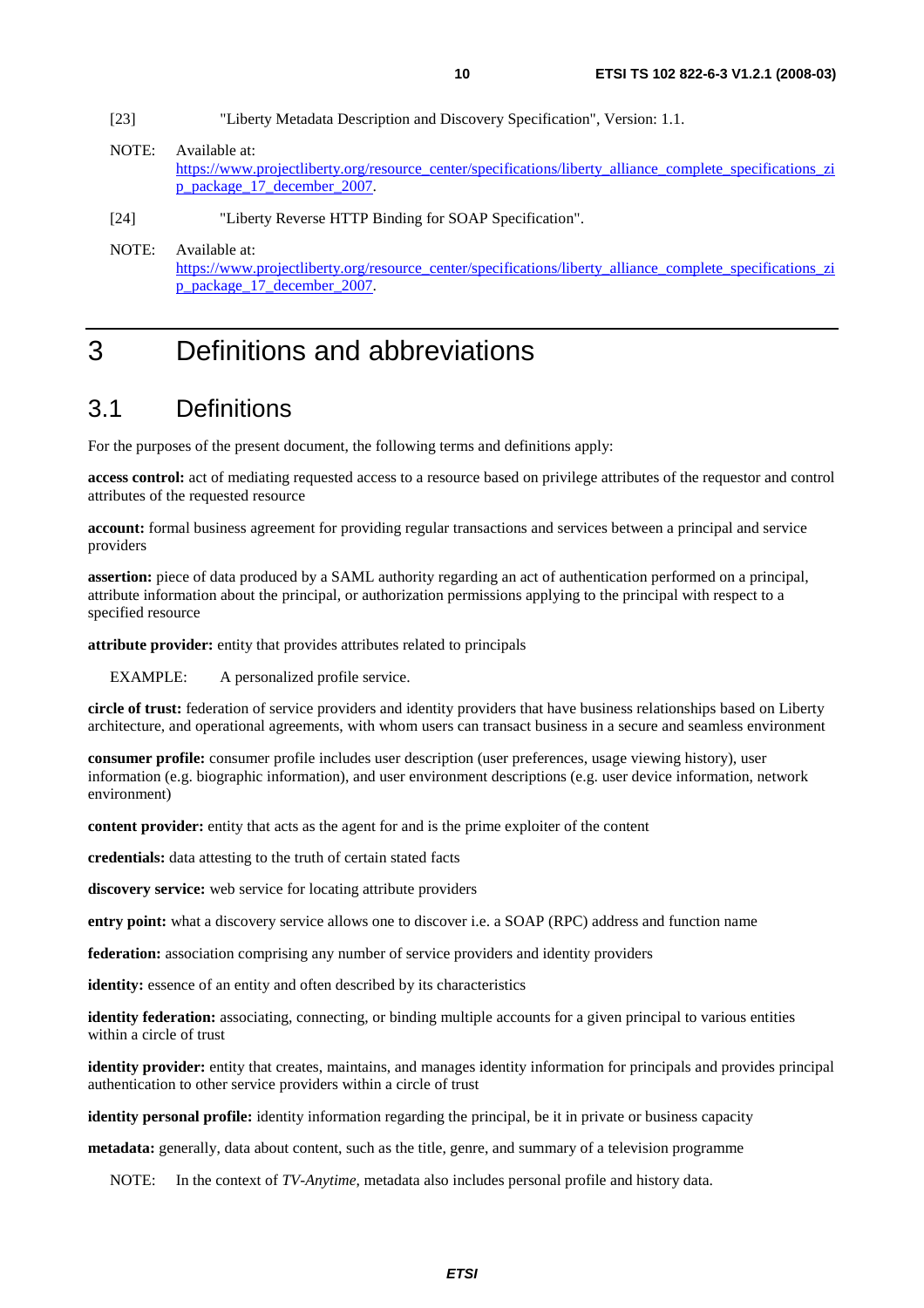[23] "Liberty Metadata Description and Discovery Specification", Version: 1.1.

NOTE: Available at: https://www.projectliberty.org/resource_center/specifications/liberty_alliance_complete_specifications_zip_package_17_december_2007.

[24] "Liberty Reverse HTTP Binding for SOAP Specification".

NOTE: Available at: https://www.projectliberty.org/resource_center/specifications/liberty_alliance_complete_specifications_zip_package_17_december_2007.

# 3 Definitions and abbreviations

## 3.1 Definitions

For the purposes of the present document, the following terms and definitions apply:

**access control:** act of mediating requested access to a resource based on privilege attributes of the requestor and control attributes of the requested resource

**account:** formal business agreement for providing regular transactions and services between a principal and service providers

**assertion:** piece of data produced by a SAML authority regarding an act of authentication performed on a principal, attribute information about the principal, or authorization permissions applying to the principal with respect to a specified resource

**attribute provider:** entity that provides attributes related to principals

EXAMPLE: A personalized profile service.

**circle of trust:** federation of service providers and identity providers that have business relationships based on Liberty architecture, and operational agreements, with whom users can transact business in a secure and seamless environment

**consumer profile:** consumer profile includes user description (user preferences, usage viewing history), user information (e.g. biographic information), and user environment descriptions (e.g. user device information, network environment)

**content provider:** entity that acts as the agent for and is the prime exploiter of the content

**credentials:** data attesting to the truth of certain stated facts

**discovery service:** web service for locating attribute providers

**entry point:** what a discovery service allows one to discover i.e. a SOAP (RPC) address and function name

**federation:** association comprising any number of service providers and identity providers

**identity:** essence of an entity and often described by its characteristics

**identity federation:** associating, connecting, or binding multiple accounts for a given principal to various entities within a circle of trust

**identity provider:** entity that creates, maintains, and manages identity information for principals and provides principal authentication to other service providers within a circle of trust

**identity personal profile:** identity information regarding the principal, be it in private or business capacity

**metadata:** generally, data about content, such as the title, genre, and summary of a television programme

NOTE: In the context of *TV-Anytime*, metadata also includes personal profile and history data.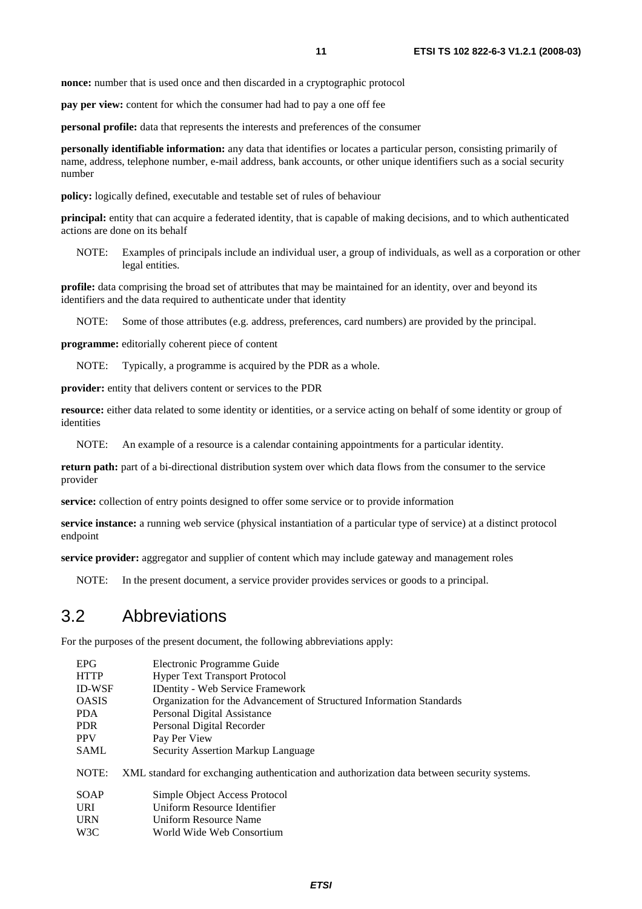**nonce:** number that is used once and then discarded in a cryptographic protocol

**pay per view:** content for which the consumer had had to pay a one off fee

**personal profile:** data that represents the interests and preferences of the consumer

**personally identifiable information:** any data that identifies or locates a particular person, consisting primarily of name, address, telephone number, e-mail address, bank accounts, or other unique identifiers such as a social security number

**policy:** logically defined, executable and testable set of rules of behaviour

**principal:** entity that can acquire a federated identity, that is capable of making decisions, and to which authenticated actions are done on its behalf

NOTE: Examples of principals include an individual user, a group of individuals, as well as a corporation or other legal entities.

**profile:** data comprising the broad set of attributes that may be maintained for an identity, over and beyond its identifiers and the data required to authenticate under that identity

NOTE: Some of those attributes (e.g. address, preferences, card numbers) are provided by the principal.

**programme:** editorially coherent piece of content

NOTE: Typically, a programme is acquired by the PDR as a whole.

**provider:** entity that delivers content or services to the PDR

**resource:** either data related to some identity or identities, or a service acting on behalf of some identity or group of identities

NOTE: An example of a resource is a calendar containing appointments for a particular identity.

**return path:** part of a bi-directional distribution system over which data flows from the consumer to the service provider

**service:** collection of entry points designed to offer some service or to provide information

**service instance:** a running web service (physical instantiation of a particular type of service) at a distinct protocol endpoint

**service provider:** aggregator and supplier of content which may include gateway and management roles

NOTE: In the present document, a service provider provides services or goods to a principal.

## 3.2 Abbreviations

For the purposes of the present document, the following abbreviations apply:

| | |
|---|---|
| EPG | Electronic Programme Guide |
| HTTP | Hyper Text Transport Protocol |
| ID-WSF | IDentity - Web Service Framework |
| OASIS | Organization for the Advancement of Structured Information Standards |
| PDA | Personal Digital Assistance |
| PDR | Personal Digital Recorder |
| PPV | Pay Per View |
| SAML | Security Assertion Markup Language |

NOTE: XML standard for exchanging authentication and authorization data between security systems.

| | |
|---|---|
| SOAP | Simple Object Access Protocol |
| URI | Uniform Resource Identifier |
| URN | Uniform Resource Name |
| W3C | World Wide Web Consortium |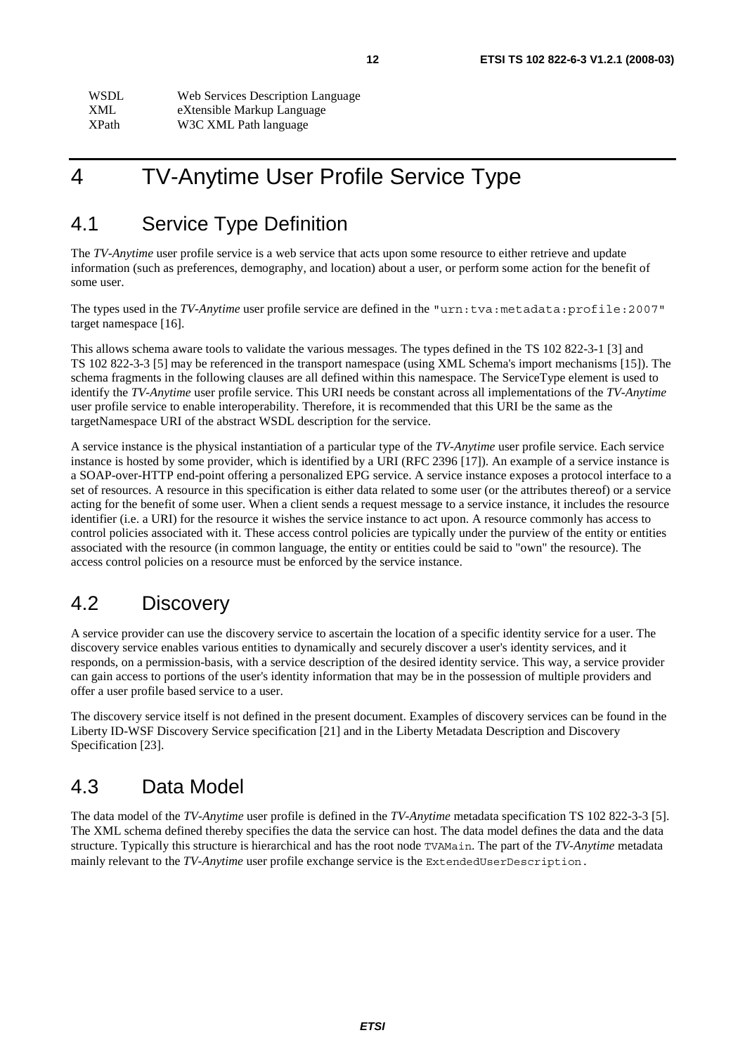| | |
|---|---|
| WSDL | Web Services Description Language |
| XML | eXtensible Markup Language |
| XPath | W3C XML Path language |

# 4 TV-Anytime User Profile Service Type

## 4.1 Service Type Definition

The *TV-Anytime* user profile service is a web service that acts upon some resource to either retrieve and update information (such as preferences, demography, and location) about a user, or perform some action for the benefit of some user.

The types used in the *TV-Anytime* user profile service are defined in the `"urn:tva:metadata:profile:2007"` target namespace [16].

This allows schema aware tools to validate the various messages. The types defined in the TS 102 822-3-1 [3] and TS 102 822-3-3 [5] may be referenced in the transport namespace (using XML Schema's import mechanisms [15]). The schema fragments in the following clauses are all defined within this namespace. The ServiceType element is used to identify the *TV-Anytime* user profile service. This URI needs be constant across all implementations of the *TV-Anytime* user profile service to enable interoperability. Therefore, it is recommended that this URI be the same as the targetNamespace URI of the abstract WSDL description for the service.

A service instance is the physical instantiation of a particular type of the *TV-Anytime* user profile service. Each service instance is hosted by some provider, which is identified by a URI (RFC 2396 [17]). An example of a service instance is a SOAP-over-HTTP end-point offering a personalized EPG service. A service instance exposes a protocol interface to a set of resources. A resource in this specification is either data related to some user (or the attributes thereof) or a service acting for the benefit of some user. When a client sends a request message to a service instance, it includes the resource identifier (i.e. a URI) for the resource it wishes the service instance to act upon. A resource commonly has access to control policies associated with it. These access control policies are typically under the purview of the entity or entities associated with the resource (in common language, the entity or entities could be said to "own" the resource). The access control policies on a resource must be enforced by the service instance.

## 4.2 Discovery

A service provider can use the discovery service to ascertain the location of a specific identity service for a user. The discovery service enables various entities to dynamically and securely discover a user's identity services, and it responds, on a permission-basis, with a service description of the desired identity service. This way, a service provider can gain access to portions of the user's identity information that may be in the possession of multiple providers and offer a user profile based service to a user.

The discovery service itself is not defined in the present document. Examples of discovery services can be found in the Liberty ID-WSF Discovery Service specification [21] and in the Liberty Metadata Description and Discovery Specification [23].

## 4.3 Data Model

The data model of the *TV-Anytime* user profile is defined in the *TV-Anytime* metadata specification TS 102 822-3-3 [5]. The XML schema defined thereby specifies the data the service can host. The data model defines the data and the data structure. Typically this structure is hierarchical and has the root node `TVAMain`. The part of the *TV-Anytime* metadata mainly relevant to the *TV-Anytime* user profile exchange service is the `ExtendedUserDescription`.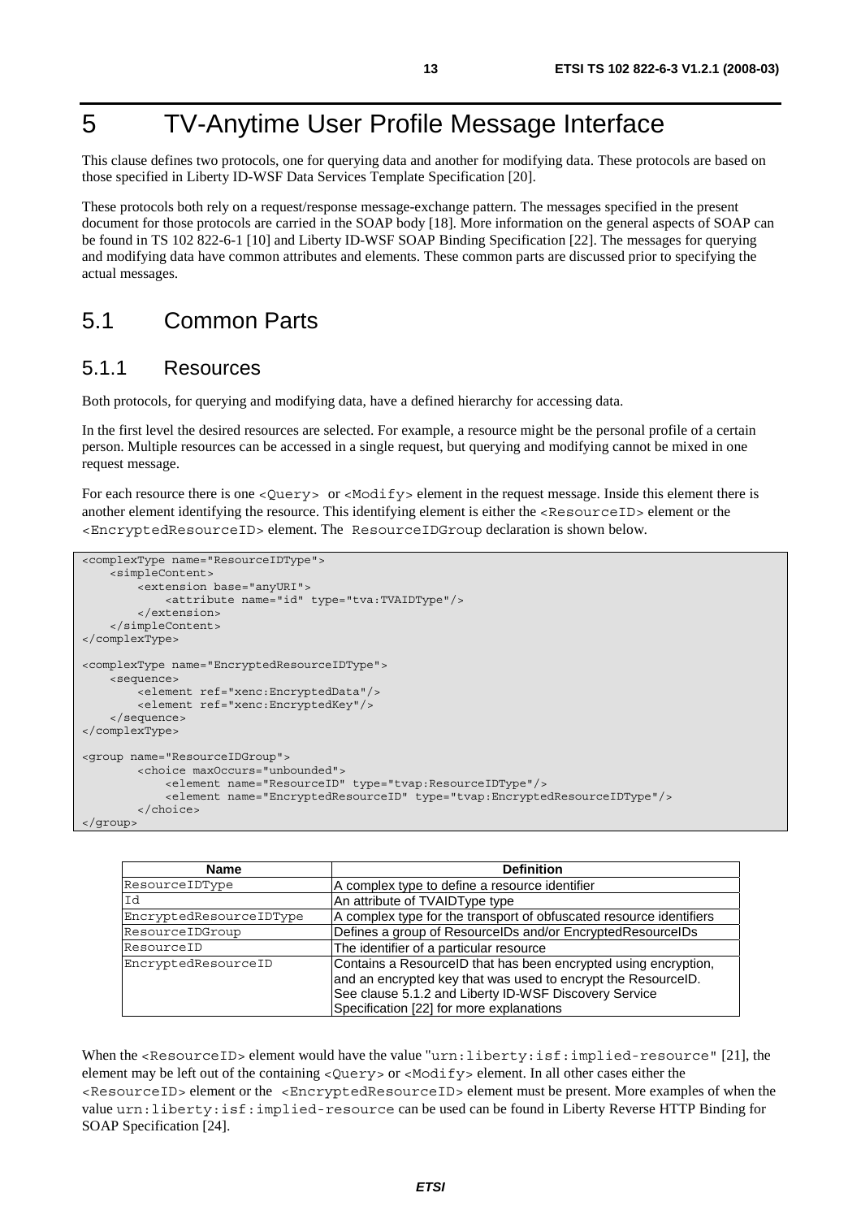# 5 TV-Anytime User Profile Message Interface

This clause defines two protocols, one for querying data and another for modifying data. These protocols are based on those specified in Liberty ID-WSF Data Services Template Specification [20].

These protocols both rely on a request/response message-exchange pattern. The messages specified in the present document for those protocols are carried in the SOAP body [18]. More information on the general aspects of SOAP can be found in TS 102 822-6-1 [10] and Liberty ID-WSF SOAP Binding Specification [22]. The messages for querying and modifying data have common attributes and elements. These common parts are discussed prior to specifying the actual messages.

## 5.1 Common Parts

### 5.1.1 Resources

Both protocols, for querying and modifying data, have a defined hierarchy for accessing data.

In the first level the desired resources are selected. For example, a resource might be the personal profile of a certain person. Multiple resources can be accessed in a single request, but querying and modifying cannot be mixed in one request message.

For each resource there is one `<Query>` or `<Modify>` element in the request message. Inside this element there is another element identifying the resource. This identifying element is either the `<ResourceID>` element or the `<EncryptedResourceID>` element. The `ResourceIDGroup` declaration is shown below.

```
<complexType name="ResourceIDType">
    <simpleContent>
        <extension base="anyURI">
            <attribute name="id" type="tva:TVAIDType"/>
        </extension>
    </simpleContent>
</complexType>

<complexType name="EncryptedResourceIDType">
    <sequence>
        <element ref="xenc:EncryptedData"/>
        <element ref="xenc:EncryptedKey"/>
    </sequence>
</complexType>

<group name="ResourceIDGroup">
        <choice maxOccurs="unbounded">
            <element name="ResourceID" type="tvap:ResourceIDType"/>
            <element name="EncryptedResourceID" type="tvap:EncryptedResourceIDType"/>
        </choice>
</group>
```

| Name | Definition |
|---|---|
| ResourceIDType | A complex type to define a resource identifier |
| Id | An attribute of TVAIDType type |
| EncryptedResourceIDType | A complex type for the transport of obfuscated resource identifiers |
| ResourceIDGroup | Defines a group of ResourceIDs and/or EncryptedResourceIDs |
| ResourceID | The identifier of a particular resource |
| EncryptedResourceID | Contains a ResourceID that has been encrypted using encryption, and an encrypted key that was used to encrypt the ResourceID. See clause 5.1.2 and Liberty ID-WSF Discovery Service Specification [22] for more explanations |

When the `<ResourceID>` element would have the value "`urn:liberty:isf:implied-resource`" [21], the element may be left out of the containing `<Query>` or `<Modify>` element. In all other cases either the `<ResourceID>` element or the `<EncryptedResourceID>` element must be present. More examples of when the value `urn:liberty:isf:implied-resource` can be used can be found in Liberty Reverse HTTP Binding for SOAP Specification [24].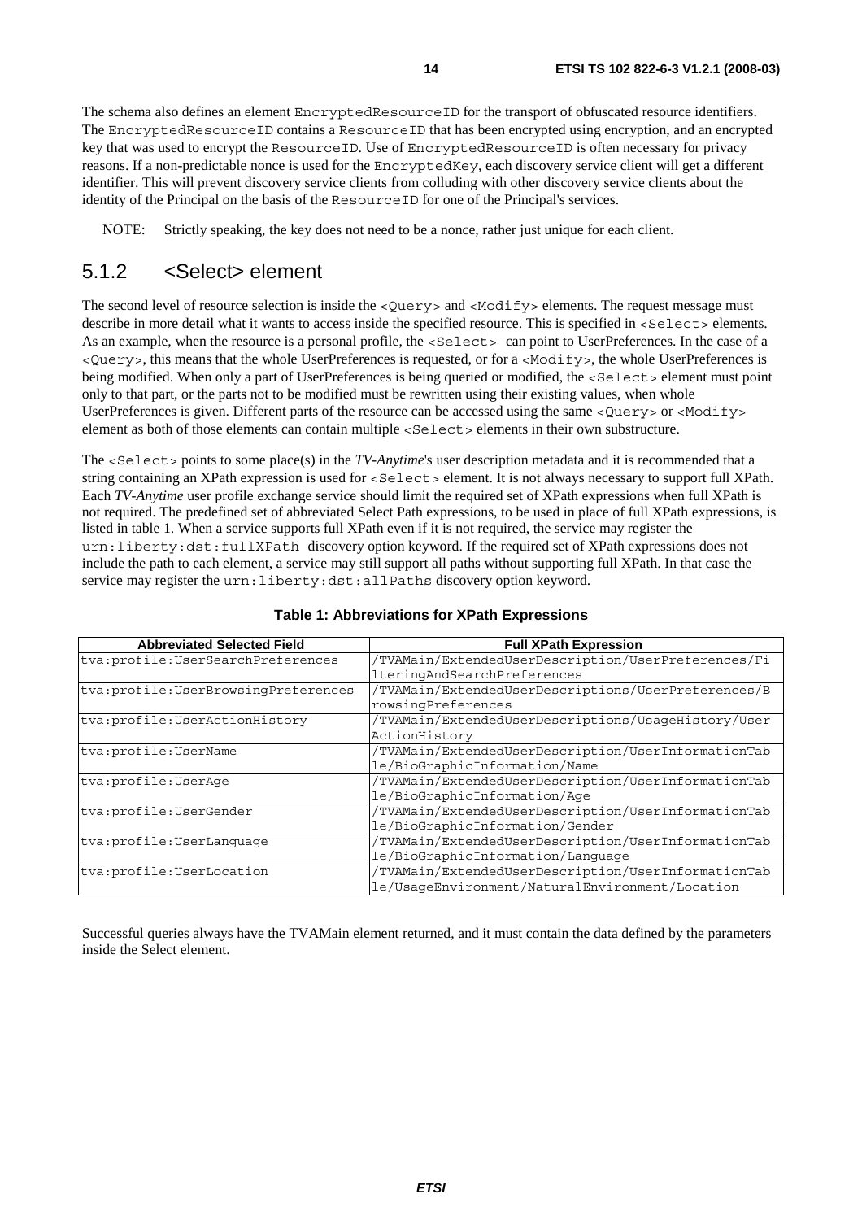The schema also defines an element `EncryptedResourceID` for the transport of obfuscated resource identifiers. The `EncryptedResourceID` contains a `ResourceID` that has been encrypted using encryption, and an encrypted key that was used to encrypt the `ResourceID`. Use of `EncryptedResourceID` is often necessary for privacy reasons. If a non-predictable nonce is used for the `EncryptedKey`, each discovery service client will get a different identifier. This will prevent discovery service clients from colluding with other discovery service clients about the identity of the Principal on the basis of the `ResourceID` for one of the Principal's services.

NOTE: Strictly speaking, the key does not need to be a nonce, rather just unique for each client.

### 5.1.2 <Select> element

The second level of resource selection is inside the `<Query>` and `<Modify>` elements. The request message must describe in more detail what it wants to access inside the specified resource. This is specified in `<Select>` elements. As an example, when the resource is a personal profile, the `<Select>` can point to UserPreferences. In the case of a `<Query>`, this means that the whole UserPreferences is requested, or for a `<Modify>`, the whole UserPreferences is being modified. When only a part of UserPreferences is being queried or modified, the `<Select>` element must point only to that part, or the parts not to be modified must be rewritten using their existing values, when whole UserPreferences is given. Different parts of the resource can be accessed using the same `<Query>` or `<Modify>` element as both of those elements can contain multiple `<Select>` elements in their own substructure.

The `<Select>` points to some place(s) in the *TV-Anytime*'s user description metadata and it is recommended that a string containing an XPath expression is used for `<Select>` element. It is not always necessary to support full XPath. Each *TV-Anytime* user profile exchange service should limit the required set of XPath expressions when full XPath is not required. The predefined set of abbreviated Select Path expressions, to be used in place of full XPath expressions, is listed in table 1. When a service supports full XPath even if it is not required, the service may register the `urn:liberty:dst:fullXPath` discovery option keyword. If the required set of XPath expressions does not include the path to each element, a service may still support all paths without supporting full XPath. In that case the service may register the `urn:liberty:dst:allPaths` discovery option keyword.

**Table 1: Abbreviations for XPath Expressions**

| Abbreviated Selected Field | Full XPath Expression |
|---|---|
| tva:profile:UserSearchPreferences | /TVAMain/ExtendedUserDescription/UserPreferences/FilteringAndSearchPreferences |
| tva:profile:UserBrowsingPreferences | /TVAMain/ExtendedUserDescriptions/UserPreferences/BrowsingPreferences |
| tva:profile:UserActionHistory | /TVAMain/ExtendedUserDescriptions/UsageHistory/UserActionHistory |
| tva:profile:UserName | /TVAMain/ExtendedUserDescription/UserInformationTable/BioGraphicInformation/Name |
| tva:profile:UserAge | /TVAMain/ExtendedUserDescription/UserInformationTable/BioGraphicInformation/Age |
| tva:profile:UserGender | /TVAMain/ExtendedUserDescription/UserInformationTable/BioGraphicInformation/Gender |
| tva:profile:UserLanguage | /TVAMain/ExtendedUserDescription/UserInformationTable/BioGraphicInformation/Language |
| tva:profile:UserLocation | /TVAMain/ExtendedUserDescription/UserInformationTable/UsageEnvironment/NaturalEnvironment/Location |

Successful queries always have the TVAMain element returned, and it must contain the data defined by the parameters inside the Select element.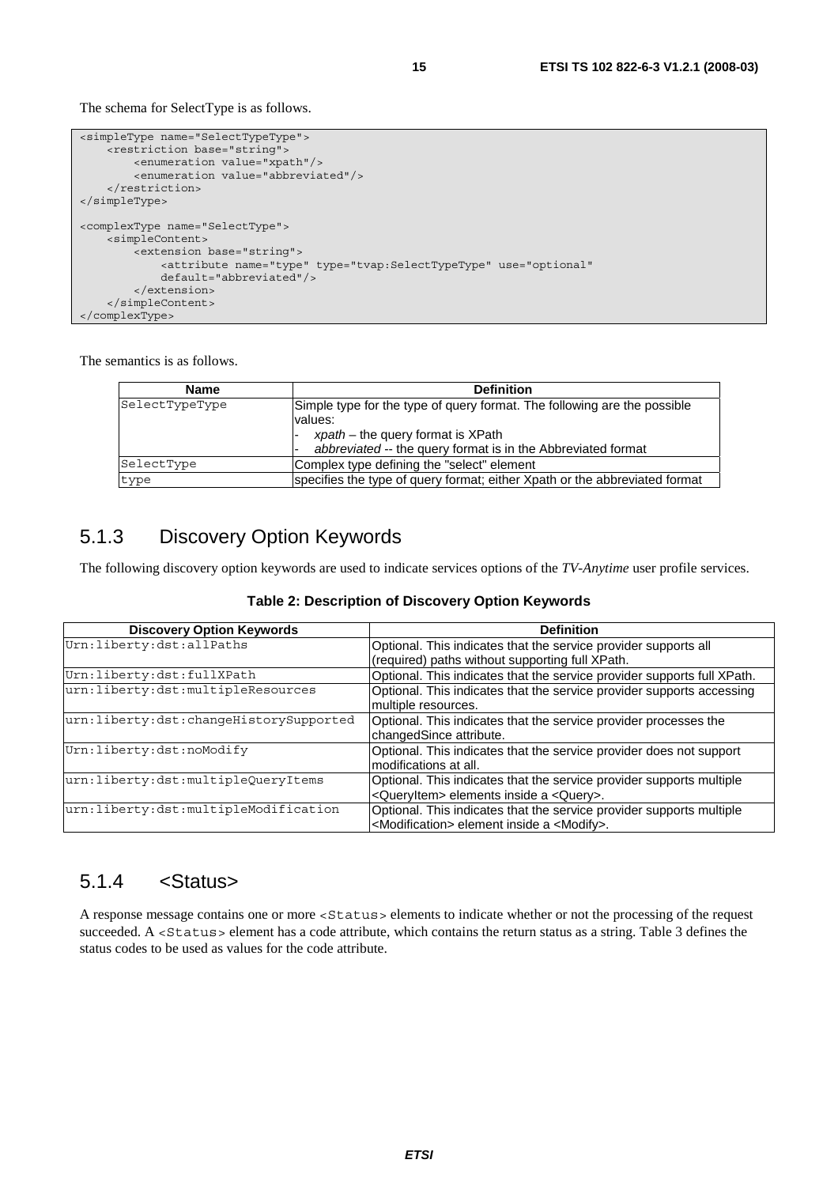The schema for SelectType is as follows.

```
<simpleType name="SelectTypeType">
    <restriction base="string">
        <enumeration value="xpath"/>
        <enumeration value="abbreviated"/>
    </restriction>
</simpleType>

<complexType name="SelectType">
    <simpleContent>
        <extension base="string">
            <attribute name="type" type="tvap:SelectTypeType" use="optional"
            default="abbreviated"/>
        </extension>
    </simpleContent>
</complexType>
```

The semantics is as follows.

| Name | Definition |
|---|---|
| SelectTypeType | Simple type for the type of query format. The following are the possible values:<br>- *xpath* – the query format is XPath<br>- *abbreviated* -- the query format is in the Abbreviated format |
| SelectType | Complex type defining the "select" element |
| type | specifies the type of query format; either Xpath or the abbreviated format |

### 5.1.3 Discovery Option Keywords

The following discovery option keywords are used to indicate services options of the *TV-Anytime* user profile services.

**Table 2: Description of Discovery Option Keywords**

| Discovery Option Keywords | Definition |
|---|---|
| Urn:liberty:dst:allPaths | Optional. This indicates that the service provider supports all (required) paths without supporting full XPath. |
| Urn:liberty:dst:fullXPath | Optional. This indicates that the service provider supports full XPath. |
| urn:liberty:dst:multipleResources | Optional. This indicates that the service provider supports accessing multiple resources. |
| urn:liberty:dst:changeHistorySupported | Optional. This indicates that the service provider processes the changedSince attribute. |
| Urn:liberty:dst:noModify | Optional. This indicates that the service provider does not support modifications at all. |
| urn:liberty:dst:multipleQueryItems | Optional. This indicates that the service provider supports multiple <QueryItem> elements inside a <Query>. |
| urn:liberty:dst:multipleModification | Optional. This indicates that the service provider supports multiple <Modification> element inside a <Modify>. |

### 5.1.4 <Status>

A response message contains one or more <Status> elements to indicate whether or not the processing of the request succeeded. A <Status> element has a code attribute, which contains the return status as a string. Table 3 defines the status codes to be used as values for the code attribute.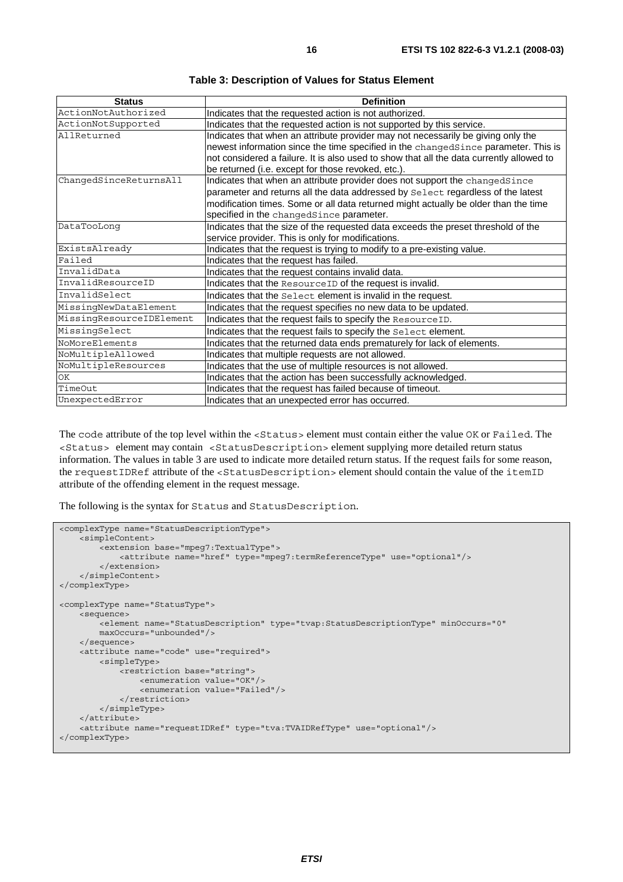**Table 3: Description of Values for Status Element**

| Status | Definition |
| --- | --- |
| ActionNotAuthorized | Indicates that the requested action is not authorized. |
| ActionNotSupported | Indicates that the requested action is not supported by this service. |
| AllReturned | Indicates that when an attribute provider may not necessarily be giving only the newest information since the time specified in the changedSince parameter. This is not considered a failure. It is also used to show that all the data currently allowed to be returned (i.e. except for those revoked, etc.). |
| ChangedSinceReturnsAll | Indicates that when an attribute provider does not support the changedSince parameter and returns all the data addressed by Select regardless of the latest modification times. Some or all data returned might actually be older than the time specified in the changedSince parameter. |
| DataTooLong | Indicates that the size of the requested data exceeds the preset threshold of the service provider. This is only for modifications. |
| ExistsAlready | Indicates that the request is trying to modify to a pre-existing value. |
| Failed | Indicates that the request has failed. |
| InvalidData | Indicates that the request contains invalid data. |
| InvalidResourceID | Indicates that the ResourceID of the request is invalid. |
| InvalidSelect | Indicates that the Select element is invalid in the request. |
| MissingNewDataElement | Indicates that the request specifies no new data to be updated. |
| MissingResourceIDElement | Indicates that the request fails to specify the ResourceID. |
| MissingSelect | Indicates that the request fails to specify the Select element. |
| NoMoreElements | Indicates that the returned data ends prematurely for lack of elements. |
| NoMultipleAllowed | Indicates that multiple requests are not allowed. |
| NoMultipleResources | Indicates that the use of multiple resources is not allowed. |
| OK | Indicates that the action has been successfully acknowledged. |
| TimeOut | Indicates that the request has failed because of timeout. |
| UnexpectedError | Indicates that an unexpected error has occurred. |

The code attribute of the top level within the <Status> element must contain either the value OK or Failed. The <Status> element may contain <StatusDescription> element supplying more detailed return status information. The values in table 3 are used to indicate more detailed return status. If the request fails for some reason, the requestIDRef attribute of the <StatusDescription> element should contain the value of the itemID attribute of the offending element in the request message.

The following is the syntax for Status and StatusDescription.

```
<complexType name="StatusDescriptionType">
    <simpleContent>
        <extension base="mpeg7:TextualType">
            <attribute name="href" type="mpeg7:termReferenceType" use="optional"/>
        </extension>
    </simpleContent>
</complexType>

<complexType name="StatusType">
    <sequence>
        <element name="StatusDescription" type="tvap:StatusDescriptionType" minOccurs="0"
        maxOccurs="unbounded"/>
    </sequence>
    <attribute name="code" use="required">
        <simpleType>
            <restriction base="string">
                <enumeration value="OK"/>
                <enumeration value="Failed"/>
            </restriction>
        </simpleType>
    </attribute>
    <attribute name="requestIDRef" type="tva:TVAIDRefType" use="optional"/>
</complexType>
```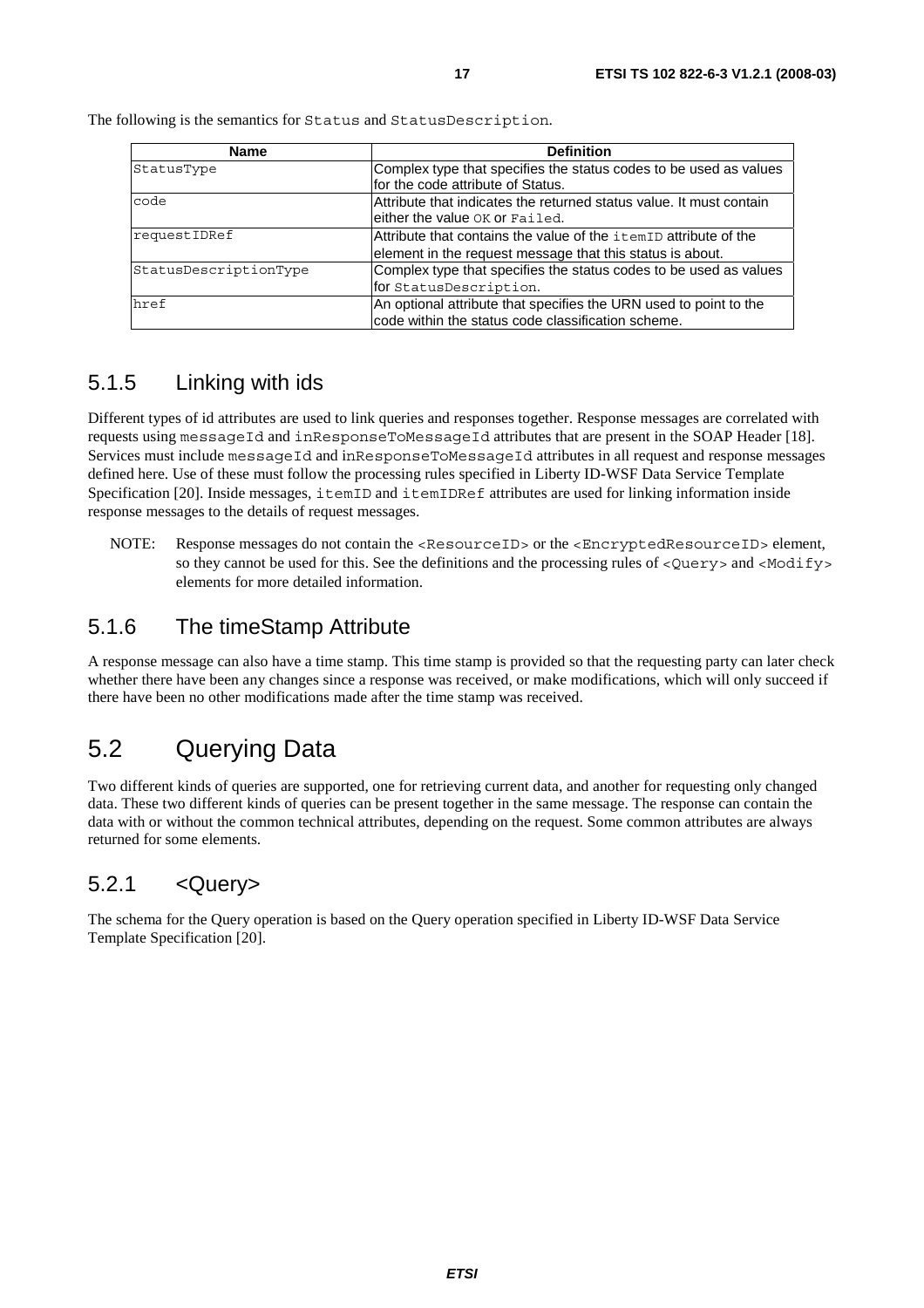The following is the semantics for Status and StatusDescription.

| Name | Definition |
| --- | --- |
| StatusType | Complex type that specifies the status codes to be used as values for the code attribute of Status. |
| code | Attribute that indicates the returned status value. It must contain either the value OK or Failed. |
| requestIDRef | Attribute that contains the value of the itemID attribute of the element in the request message that this status is about. |
| StatusDescriptionType | Complex type that specifies the status codes to be used as values for StatusDescription. |
| href | An optional attribute that specifies the URN used to point to the code within the status code classification scheme. |

### 5.1.5 Linking with ids

Different types of id attributes are used to link queries and responses together. Response messages are correlated with requests using messageId and inResponseToMessageId attributes that are present in the SOAP Header [18]. Services must include messageId and inResponseToMessageId attributes in all request and response messages defined here. Use of these must follow the processing rules specified in Liberty ID-WSF Data Service Template Specification [20]. Inside messages, itemID and itemIDRef attributes are used for linking information inside response messages to the details of request messages.

NOTE: Response messages do not contain the <ResourceID> or the <EncryptedResourceID> element, so they cannot be used for this. See the definitions and the processing rules of <Query> and <Modify> elements for more detailed information.

### 5.1.6 The timeStamp Attribute

A response message can also have a time stamp. This time stamp is provided so that the requesting party can later check whether there have been any changes since a response was received, or make modifications, which will only succeed if there have been no other modifications made after the time stamp was received.

## 5.2 Querying Data

Two different kinds of queries are supported, one for retrieving current data, and another for requesting only changed data. These two different kinds of queries can be present together in the same message. The response can contain the data with or without the common technical attributes, depending on the request. Some common attributes are always returned for some elements.

### 5.2.1 <Query>

The schema for the Query operation is based on the Query operation specified in Liberty ID-WSF Data Service Template Specification [20].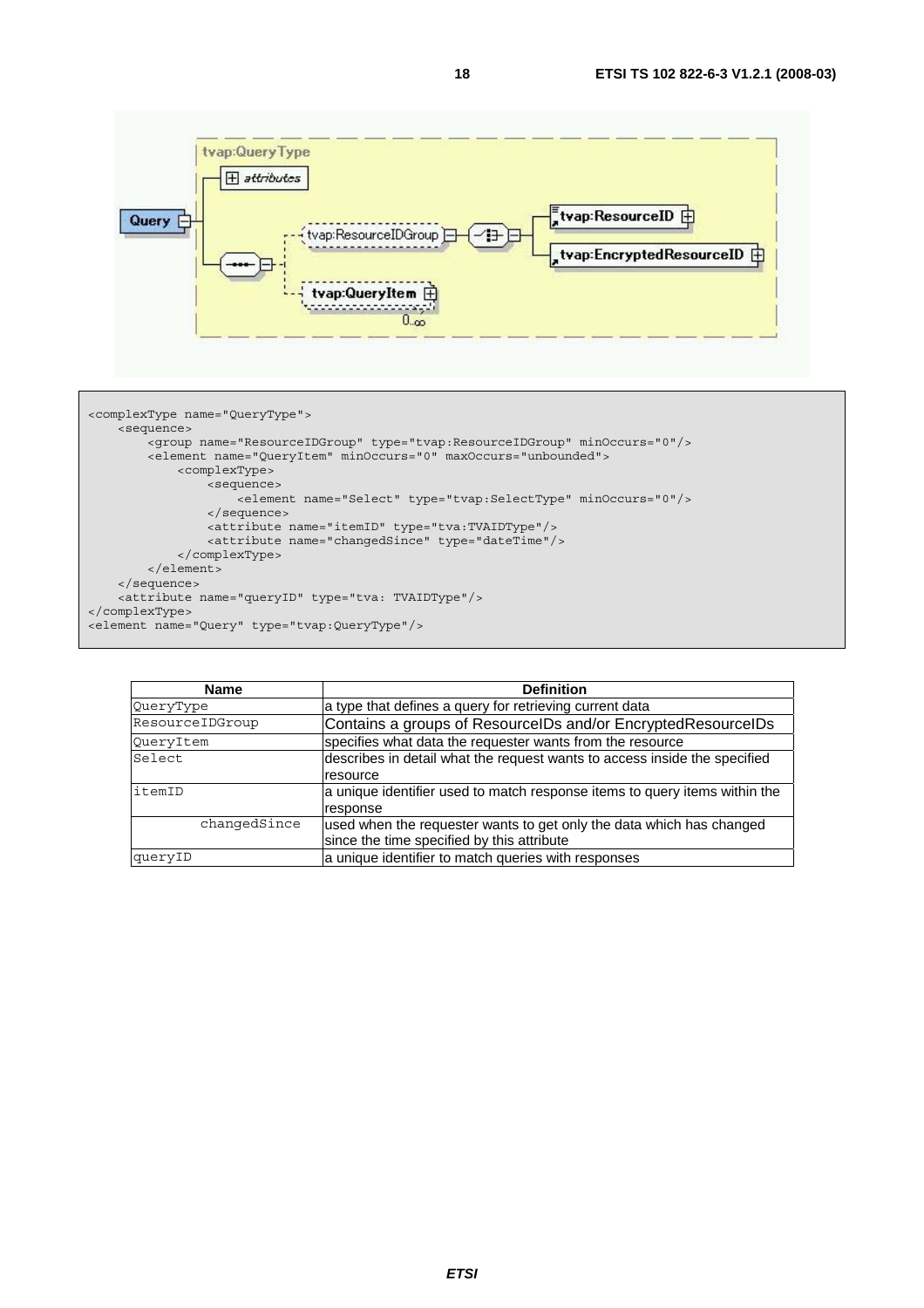```
<complexType name="QueryType">
    <sequence>
        <group name="ResourceIDGroup" type="tvap:ResourceIDGroup" minOccurs="0"/>
        <element name="QueryItem" minOccurs="0" maxOccurs="unbounded">
            <complexType>
                <sequence>
                    <element name="Select" type="tvap:SelectType" minOccurs="0"/>
                </sequence>
                <attribute name="itemID" type="tva:TVAIDType"/>
                <attribute name="changedSince" type="dateTime"/>
            </complexType>
        </element>
    </sequence>
    <attribute name="queryID" type="tva: TVAIDType"/>
</complexType>
<element name="Query" type="tvap:QueryType"/>
```

| Name | Definition |
| --- | --- |
| QueryType | a type that defines a query for retrieving current data |
| ResourceIDGroup | Contains a groups of ResourceIDs and/or EncryptedResourceIDs |
| QueryItem | specifies what data the requester wants from the resource |
| Select | describes in detail what the request wants to access inside the specified resource |
| itemID | a unique identifier used to match response items to query items within the response |
| changedSince | used when the requester wants to get only the data which has changed since the time specified by this attribute |
| queryID | a unique identifier to match queries with responses |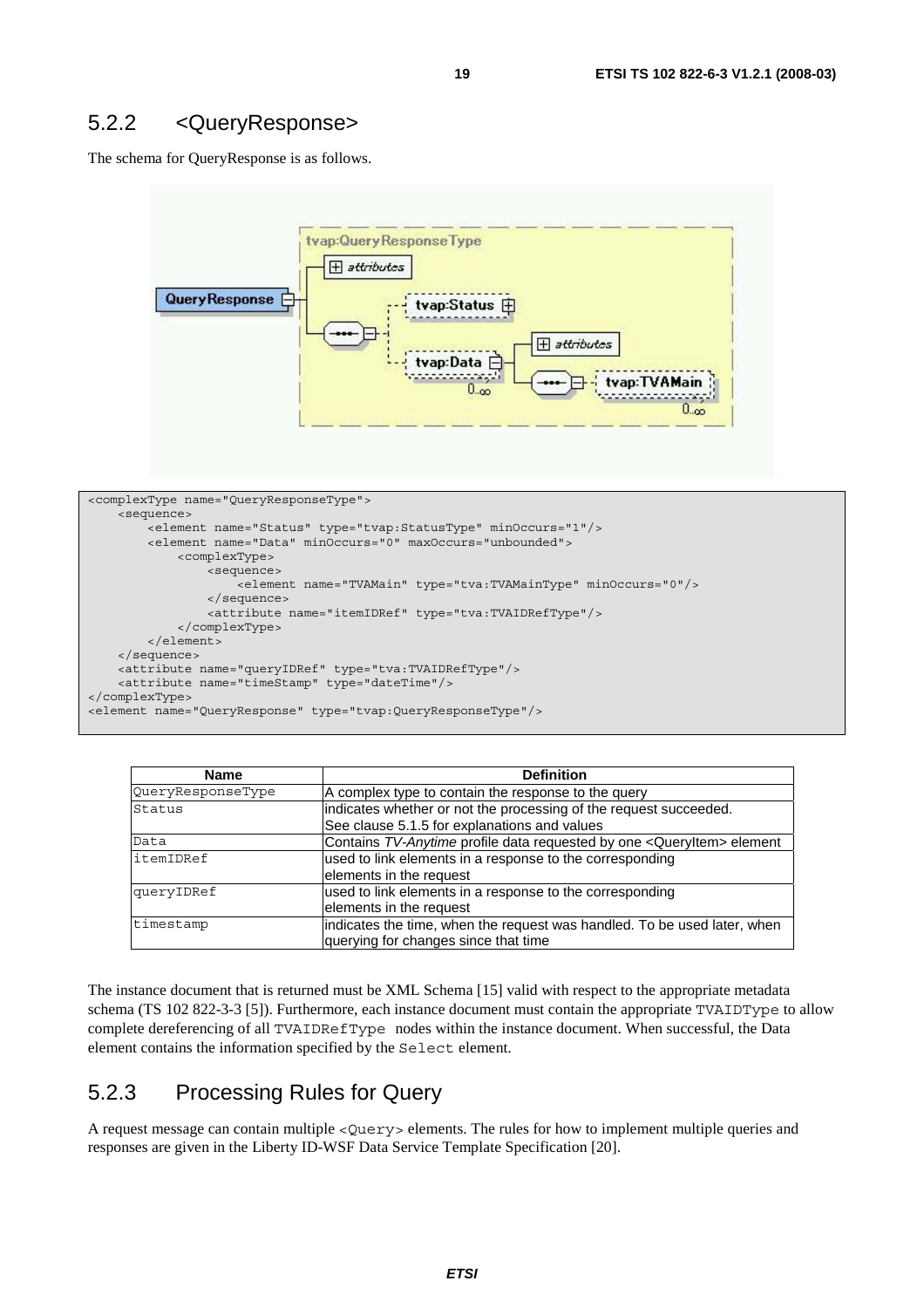## 5.2.2 <QueryResponse>

The schema for QueryResponse is as follows.

```
<complexType name="QueryResponseType">
    <sequence>
        <element name="Status" type="tvap:StatusType" minOccurs="1"/>
        <element name="Data" minOccurs="0" maxOccurs="unbounded">
            <complexType>
                <sequence>
                    <element name="TVAMain" type="tva:TVAMainType" minOccurs="0"/>
                </sequence>
                <attribute name="itemIDRef" type="tva:TVAIDRefType"/>
            </complexType>
        </element>
    </sequence>
    <attribute name="queryIDRef" type="tva:TVAIDRefType"/>
    <attribute name="timeStamp" type="dateTime"/>
</complexType>
<element name="QueryResponse" type="tvap:QueryResponseType"/>
```

| Name | Definition |
|---|---|
| QueryResponseType | A complex type to contain the response to the query |
| Status | indicates whether or not the processing of the request succeeded. See clause 5.1.5 for explanations and values |
| Data | Contains *TV-Anytime* profile data requested by one <QueryItem> element |
| itemIDRef | used to link elements in a response to the corresponding elements in the request |
| queryIDRef | used to link elements in a response to the corresponding elements in the request |
| timestamp | indicates the time, when the request was handled. To be used later, when querying for changes since that time |

The instance document that is returned must be XML Schema [15] valid with respect to the appropriate metadata schema (TS 102 822-3-3 [5]). Furthermore, each instance document must contain the appropriate TVAIDType to allow complete dereferencing of all TVAIDRefType nodes within the instance document. When successful, the Data element contains the information specified by the Select element.

## 5.2.3 Processing Rules for Query

A request message can contain multiple <Query> elements. The rules for how to implement multiple queries and responses are given in the Liberty ID-WSF Data Service Template Specification [20].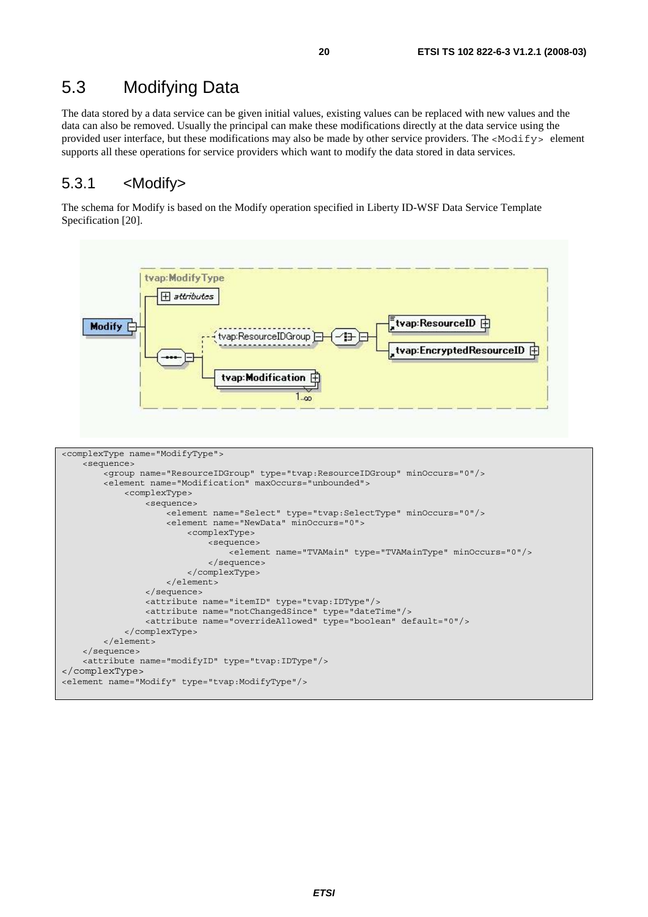## 5.3 Modifying Data

The data stored by a data service can be given initial values, existing values can be replaced with new values and the data can also be removed. Usually the principal can make these modifications directly at the data service using the provided user interface, but these modifications may also be made by other service providers. The `<Modify>` element supports all these operations for service providers which want to modify the data stored in data services.

### 5.3.1 <Modify>

The schema for Modify is based on the Modify operation specified in Liberty ID-WSF Data Service Template Specification [20].

```
<complexType name="ModifyType">
    <sequence>
        <group name="ResourceIDGroup" type="tvap:ResourceIDGroup" minOccurs="0"/>
        <element name="Modification" maxOccurs="unbounded">
            <complexType>
                <sequence>
                    <element name="Select" type="tvap:SelectType" minOccurs="0"/>
                    <element name="NewData" minOccurs="0">
                        <complexType>
                            <sequence>
                                <element name="TVAMain" type="TVAMainType" minOccurs="0"/>
                            </sequence>
                        </complexType>
                    </element>
                </sequence>
                <attribute name="itemID" type="tvap:IDType"/>
                <attribute name="notChangedSince" type="dateTime"/>
                <attribute name="overrideAllowed" type="boolean" default="0"/>
            </complexType>
        </element>
    </sequence>
    <attribute name="modifyID" type="tvap:IDType"/>
</complexType>
<element name="Modify" type="tvap:ModifyType"/>
```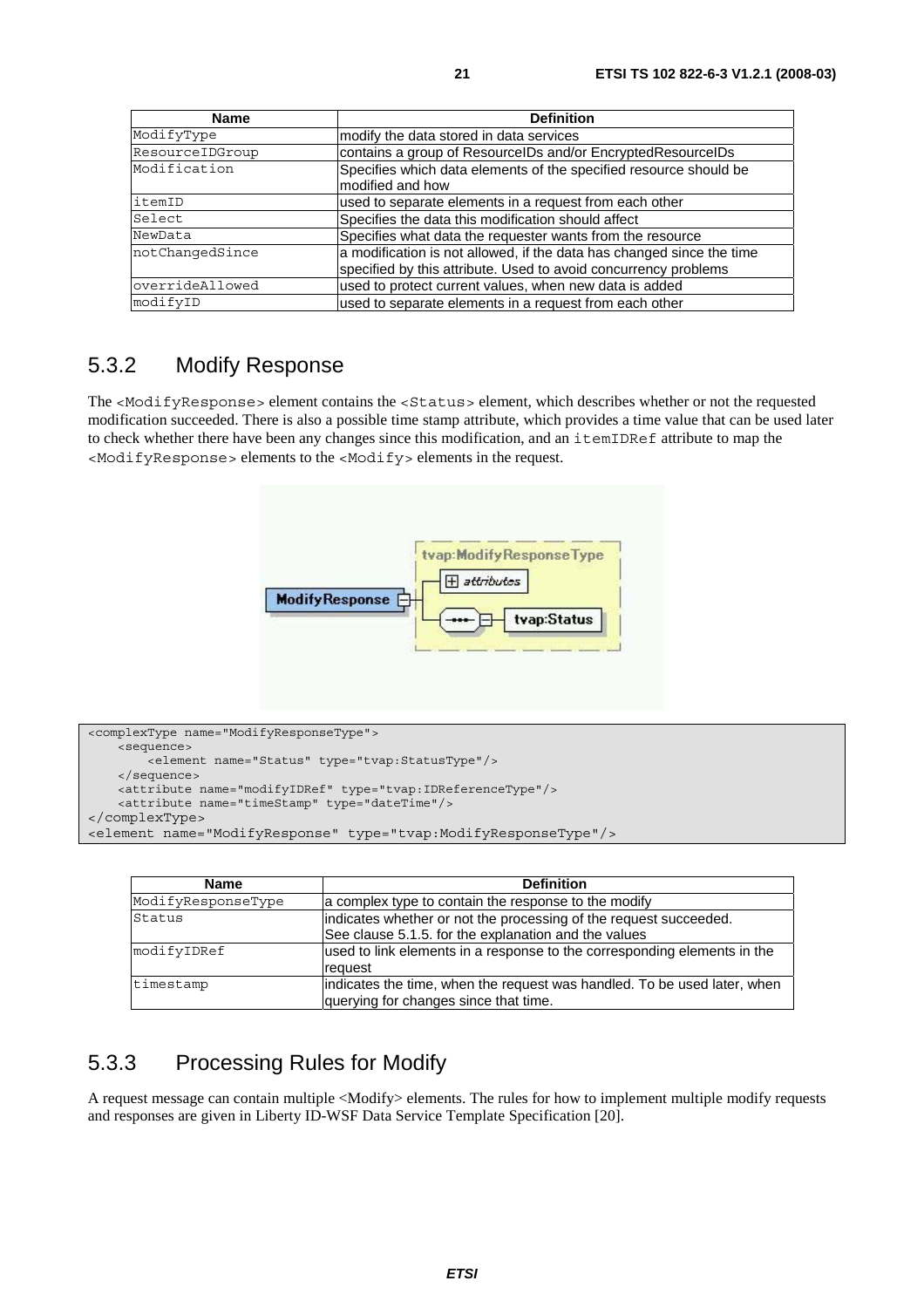| Name | Definition |
| --- | --- |
| ModifyType | modify the data stored in data services |
| ResourceIDGroup | contains a group of ResourceIDs and/or EncryptedResourceIDs |
| Modification | Specifies which data elements of the specified resource should be modified and how |
| itemID | used to separate elements in a request from each other |
| Select | Specifies the data this modification should affect |
| NewData | Specifies what data the requester wants from the resource |
| notChangedSince | a modification is not allowed, if the data has changed since the time specified by this attribute. Used to avoid concurrency problems |
| overrideAllowed | used to protect current values, when new data is added |
| modifyID | used to separate elements in a request from each other |

## 5.3.2 Modify Response

The <ModifyResponse> element contains the <Status> element, which describes whether or not the requested modification succeeded. There is also a possible time stamp attribute, which provides a time value that can be used later to check whether there have been any changes since this modification, and an itemIDRef attribute to map the <ModifyResponse> elements to the <Modify> elements in the request.

```
<complexType name="ModifyResponseType">
    <sequence>
        <element name="Status" type="tvap:StatusType"/>
    </sequence>
    <attribute name="modifyIDRef" type="tvap:IDReferenceType"/>
    <attribute name="timeStamp" type="dateTime"/>
</complexType>
<element name="ModifyResponse" type="tvap:ModifyResponseType"/>
```

| Name | Definition |
| --- | --- |
| ModifyResponseType | a complex type to contain the response to the modify |
| Status | indicates whether or not the processing of the request succeeded. See clause 5.1.5. for the explanation and the values |
| modifyIDRef | used to link elements in a response to the corresponding elements in the request |
| timestamp | indicates the time, when the request was handled. To be used later, when querying for changes since that time. |

## 5.3.3 Processing Rules for Modify

A request message can contain multiple <Modify> elements. The rules for how to implement multiple modify requests and responses are given in Liberty ID-WSF Data Service Template Specification [20].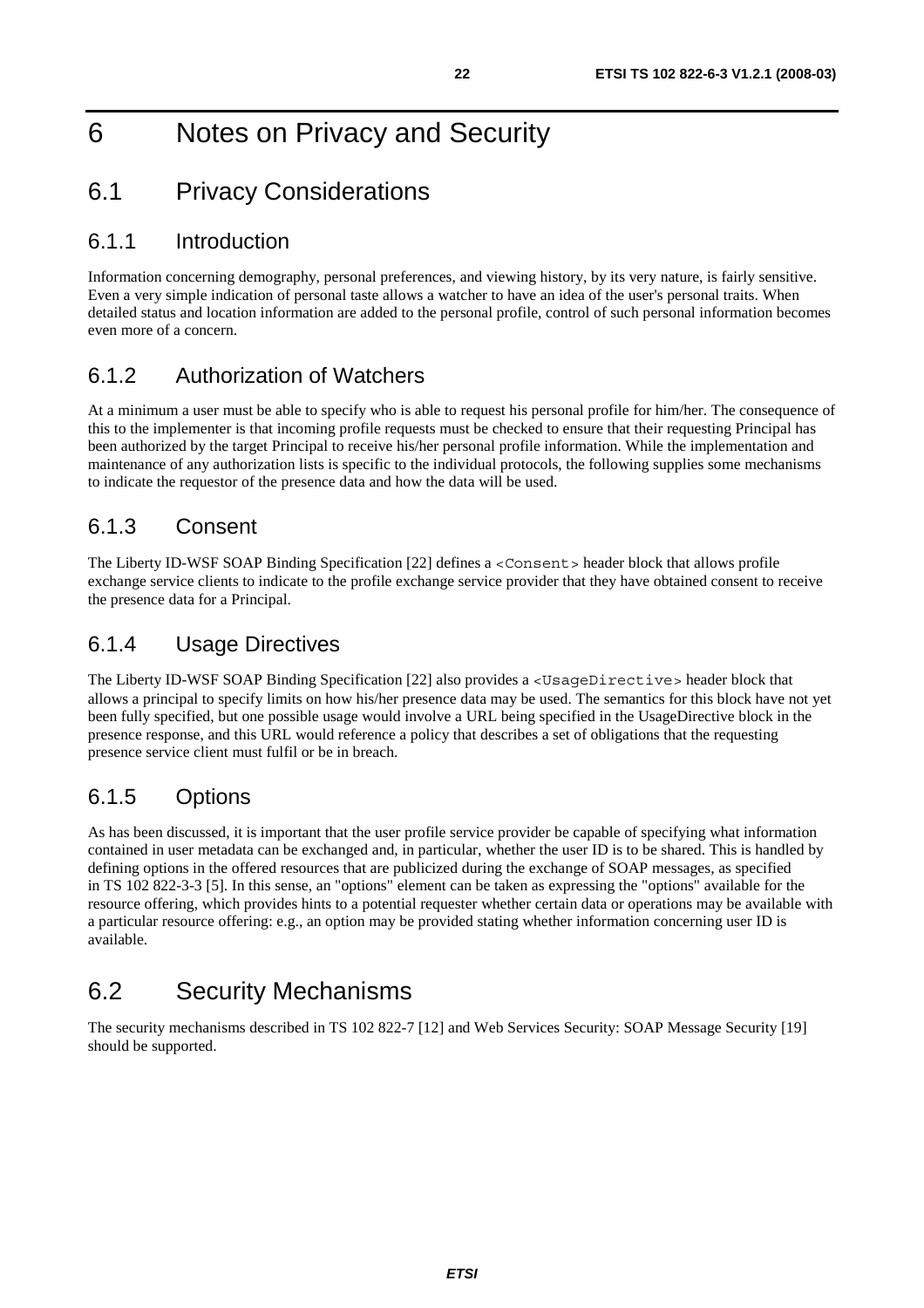# 6 Notes on Privacy and Security

## 6.1 Privacy Considerations

### 6.1.1 Introduction

Information concerning demography, personal preferences, and viewing history, by its very nature, is fairly sensitive. Even a very simple indication of personal taste allows a watcher to have an idea of the user's personal traits. When detailed status and location information are added to the personal profile, control of such personal information becomes even more of a concern.

### 6.1.2 Authorization of Watchers

At a minimum a user must be able to specify who is able to request his personal profile for him/her. The consequence of this to the implementer is that incoming profile requests must be checked to ensure that their requesting Principal has been authorized by the target Principal to receive his/her personal profile information. While the implementation and maintenance of any authorization lists is specific to the individual protocols, the following supplies some mechanisms to indicate the requestor of the presence data and how the data will be used.

### 6.1.3 Consent

The Liberty ID-WSF SOAP Binding Specification [22] defines a `<Consent>` header block that allows profile exchange service clients to indicate to the profile exchange service provider that they have obtained consent to receive the presence data for a Principal.

### 6.1.4 Usage Directives

The Liberty ID-WSF SOAP Binding Specification [22] also provides a `<UsageDirective>` header block that allows a principal to specify limits on how his/her presence data may be used. The semantics for this block have not yet been fully specified, but one possible usage would involve a URL being specified in the UsageDirective block in the presence response, and this URL would reference a policy that describes a set of obligations that the requesting presence service client must fulfil or be in breach.

### 6.1.5 Options

As has been discussed, it is important that the user profile service provider be capable of specifying what information contained in user metadata can be exchanged and, in particular, whether the user ID is to be shared. This is handled by defining options in the offered resources that are publicized during the exchange of SOAP messages, as specified in TS 102 822-3-3 [5]. In this sense, an "options" element can be taken as expressing the "options" available for the resource offering, which provides hints to a potential requester whether certain data or operations may be available with a particular resource offering: e.g., an option may be provided stating whether information concerning user ID is available.

## 6.2 Security Mechanisms

The security mechanisms described in TS 102 822-7 [12] and Web Services Security: SOAP Message Security [19] should be supported.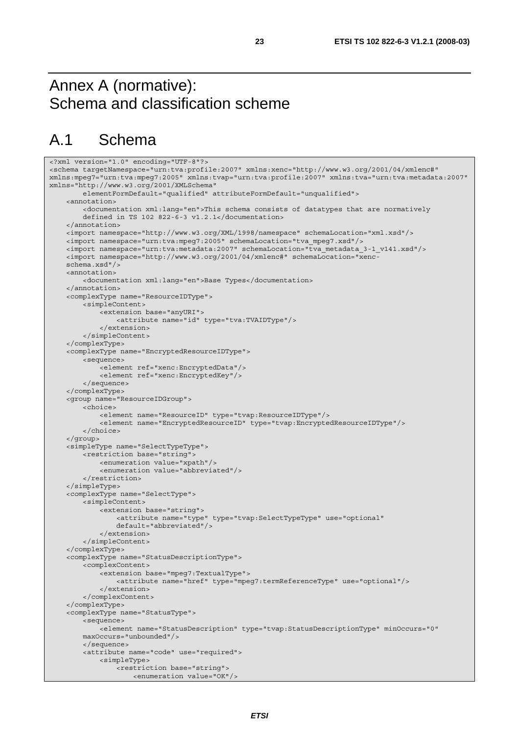# Annex A (normative): Schema and classification scheme

## A.1 Schema

```
<?xml version="1.0" encoding="UTF-8"?>
<schema targetNamespace="urn:tva:profile:2007" xmlns:xenc="http://www.w3.org/2001/04/xmlenc#"
xmlns:mpeg7="urn:tva:mpeg7:2005" xmlns:tvap="urn:tva:profile:2007" xmlns:tva="urn:tva:metadata:2007"
xmlns="http://www.w3.org/2001/XMLSchema"
        elementFormDefault="qualified" attributeFormDefault="unqualified">
    <annotation>
        <documentation xml:lang="en">This schema consists of datatypes that are normatively
        defined in TS 102 822-6-3 v1.2.1</documentation>
    </annotation>
    <import namespace="http://www.w3.org/XML/1998/namespace" schemaLocation="xml.xsd"/>
    <import namespace="urn:tva:mpeg7:2005" schemaLocation="tva_mpeg7.xsd"/>
    <import namespace="urn:tva:metadata:2007" schemaLocation="tva_metadata_3-1_v141.xsd"/>
    <import namespace="http://www.w3.org/2001/04/xmlenc#" schemaLocation="xenc-
    schema.xsd"/>
    <annotation>
        <documentation xml:lang="en">Base Types</documentation>
    </annotation>
    <complexType name="ResourceIDType">
        <simpleContent>
            <extension base="anyURI">
                <attribute name="id" type="tva:TVAIDType"/>
            </extension>
        </simpleContent>
    </complexType>
    <complexType name="EncryptedResourceIDType">
        <sequence>
            <element ref="xenc:EncryptedData"/>
            <element ref="xenc:EncryptedKey"/>
        </sequence>
    </complexType>
    <group name="ResourceIDGroup">
        <choice>
            <element name="ResourceID" type="tvap:ResourceIDType"/>
            <element name="EncryptedResourceID" type="tvap:EncryptedResourceIDType"/>
        </choice>
    </group>
    <simpleType name="SelectTypeType">
        <restriction base="string">
            <enumeration value="xpath"/>
            <enumeration value="abbreviated"/>
        </restriction>
    </simpleType>
    <complexType name="SelectType">
        <simpleContent>
            <extension base="string">
                <attribute name="type" type="tvap:SelectTypeType" use="optional"
                default="abbreviated"/>
            </extension>
        </simpleContent>
    </complexType>
    <complexType name="StatusDescriptionType">
        <complexContent>
            <extension base="mpeg7:TextualType">
                <attribute name="href" type="mpeg7:termReferenceType" use="optional"/>
            </extension>
        </complexContent>
    </complexType>
    <complexType name="StatusType">
        <sequence>
            <element name="StatusDescription" type="tvap:StatusDescriptionType" minOccurs="0"
        maxOccurs="unbounded"/>
        </sequence>
        <attribute name="code" use="required">
            <simpleType>
                <restriction base="string">
                    <enumeration value="OK"/>
```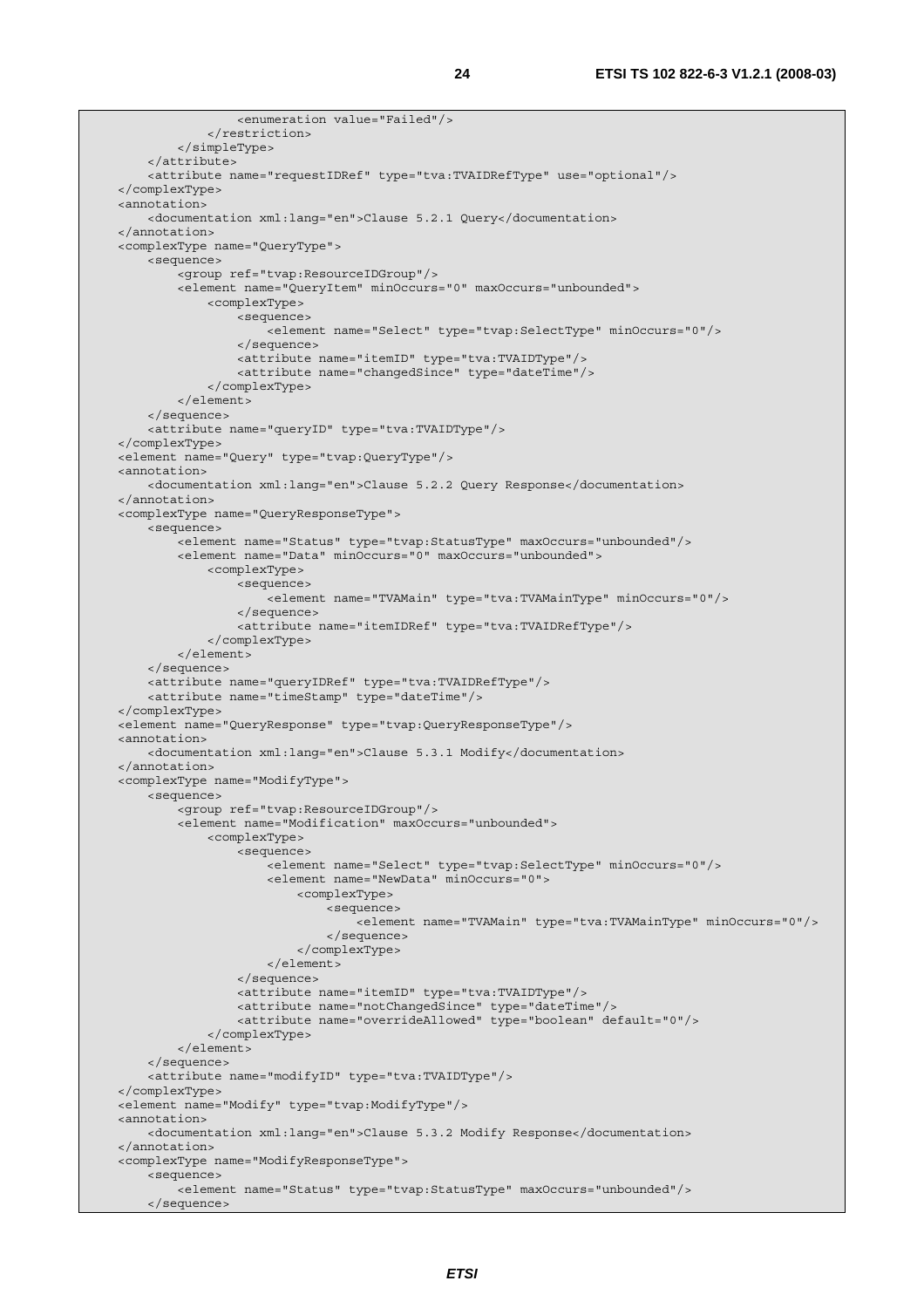```
                <enumeration value="Failed"/>
            </restriction>
        </simpleType>
    </attribute>
    <attribute name="requestIDRef" type="tva:TVAIDRefType" use="optional"/>
</complexType>
<annotation>
    <documentation xml:lang="en">Clause 5.2.1 Query</documentation>
</annotation>
<complexType name="QueryType">
    <sequence>
        <group ref="tvap:ResourceIDGroup"/>
        <element name="QueryItem" minOccurs="0" maxOccurs="unbounded">
            <complexType>
                <sequence>
                    <element name="Select" type="tvap:SelectType" minOccurs="0"/>
                </sequence>
                <attribute name="itemID" type="tva:TVAIDType"/>
                <attribute name="changedSince" type="dateTime"/>
            </complexType>
        </element>
    </sequence>
    <attribute name="queryID" type="tva:TVAIDType"/>
</complexType>
<element name="Query" type="tvap:QueryType"/>
<annotation>
    <documentation xml:lang="en">Clause 5.2.2 Query Response</documentation>
</annotation>
<complexType name="QueryResponseType">
    <sequence>
        <element name="Status" type="tvap:StatusType" maxOccurs="unbounded"/>
        <element name="Data" minOccurs="0" maxOccurs="unbounded">
            <complexType>
                <sequence>
                    <element name="TVAMain" type="tva:TVAMainType" minOccurs="0"/>
                </sequence>
                <attribute name="itemIDRef" type="tva:TVAIDRefType"/>
            </complexType>
        </element>
    </sequence>
    <attribute name="queryIDRef" type="tva:TVAIDRefType"/>
    <attribute name="timeStamp" type="dateTime"/>
</complexType>
<element name="QueryResponse" type="tvap:QueryResponseType"/>
<annotation>
    <documentation xml:lang="en">Clause 5.3.1 Modify</documentation>
</annotation>
<complexType name="ModifyType">
    <sequence>
        <group ref="tvap:ResourceIDGroup"/>
        <element name="Modification" maxOccurs="unbounded">
            <complexType>
                <sequence>
                    <element name="Select" type="tvap:SelectType" minOccurs="0"/>
                    <element name="NewData" minOccurs="0">
                        <complexType>
                            <sequence>
                                <element name="TVAMain" type="tva:TVAMainType" minOccurs="0"/>
                            </sequence>
                        </complexType>
                    </element>
                </sequence>
                <attribute name="itemID" type="tva:TVAIDType"/>
                <attribute name="notChangedSince" type="dateTime"/>
                <attribute name="overrideAllowed" type="boolean" default="0"/>
            </complexType>
        </element>
    </sequence>
    <attribute name="modifyID" type="tva:TVAIDType"/>
</complexType>
<element name="Modify" type="tvap:ModifyType"/>
<annotation>
    <documentation xml:lang="en">Clause 5.3.2 Modify Response</documentation>
</annotation>
<complexType name="ModifyResponseType">
    <sequence>
        <element name="Status" type="tvap:StatusType" maxOccurs="unbounded"/>
    </sequence>
```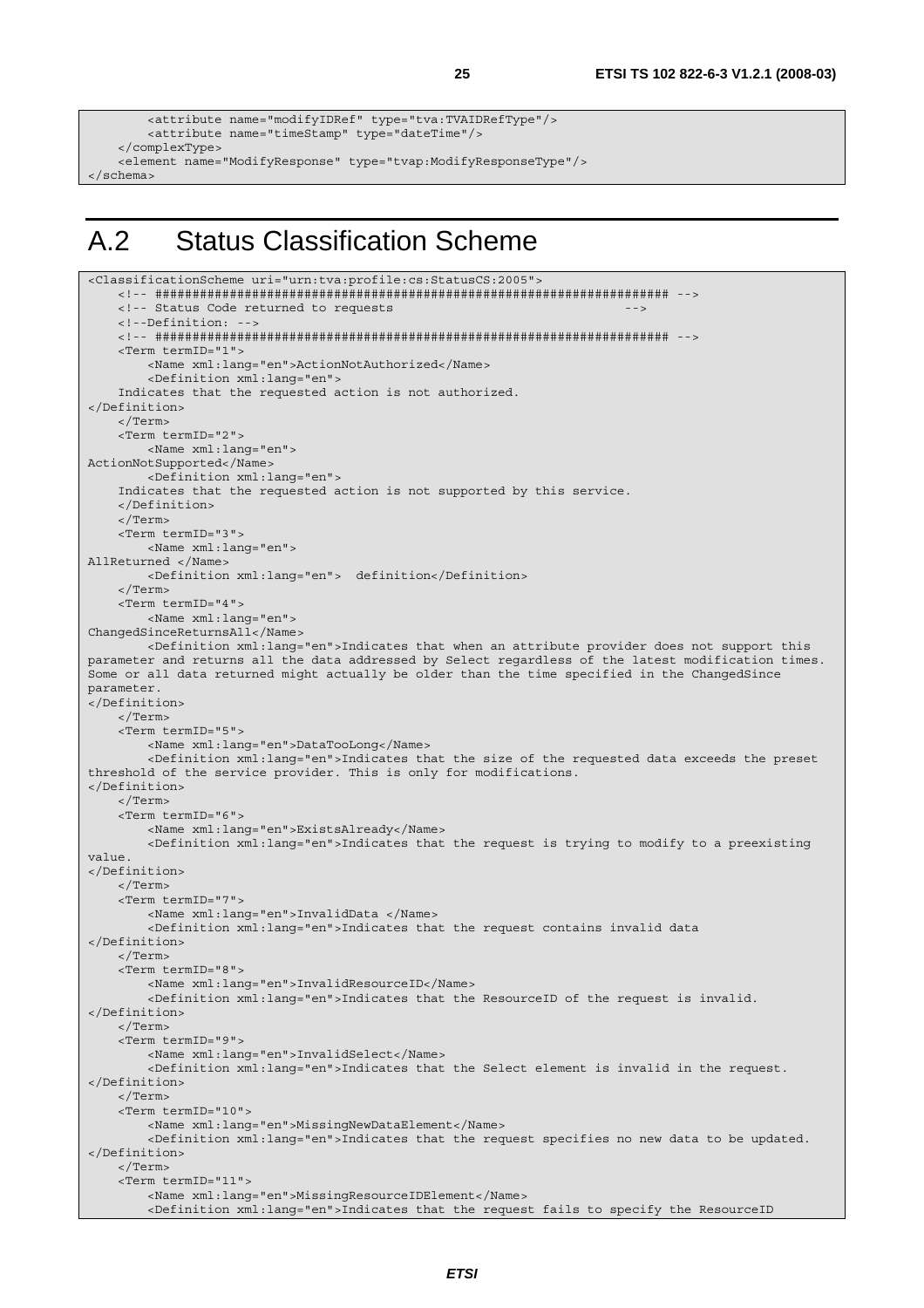```
        <attribute name="modifyIDRef" type="tva:TVAIDRefType"/>
        <attribute name="timeStamp" type="dateTime"/>
    </complexType>
    <element name="ModifyResponse" type="tvap:ModifyResponseType"/>
</schema>
```

# A.2 Status Classification Scheme

```
<ClassificationScheme uri="urn:tva:profile:cs:StatusCS:2005">
    <!-- ##################################################################### -->
    <!-- Status Code returned to requests                                   -->
    <!--Definition: -->
    <!-- ##################################################################### -->
    <Term termID="1">
        <Name xml:lang="en">ActionNotAuthorized</Name>
        <Definition xml:lang="en">
    Indicates that the requested action is not authorized.
</Definition>
    </Term>
    <Term termID="2">
        <Name xml:lang="en">
ActionNotSupported</Name>
        <Definition xml:lang="en">
    Indicates that the requested action is not supported by this service.
    </Definition>
    </Term>
    <Term termID="3">
        <Name xml:lang="en">
AllReturned </Name>
        <Definition xml:lang="en">  definition</Definition>
    </Term>
    <Term termID="4">
        <Name xml:lang="en">
ChangedSinceReturnsAll</Name>
        <Definition xml:lang="en">Indicates that when an attribute provider does not support this
parameter and returns all the data addressed by Select regardless of the latest modification times.
Some or all data returned might actually be older than the time specified in the ChangedSince
parameter.
</Definition>
    </Term>
    <Term termID="5">
        <Name xml:lang="en">DataTooLong</Name>
        <Definition xml:lang="en">Indicates that the size of the requested data exceeds the preset
threshold of the service provider. This is only for modifications.
</Definition>
    </Term>
    <Term termID="6">
        <Name xml:lang="en">ExistsAlready</Name>
        <Definition xml:lang="en">Indicates that the request is trying to modify to a preexisting
value.
</Definition>
    </Term>
    <Term termID="7">
        <Name xml:lang="en">InvalidData </Name>
        <Definition xml:lang="en">Indicates that the request contains invalid data
</Definition>
    </Term>
    <Term termID="8">
        <Name xml:lang="en">InvalidResourceID</Name>
        <Definition xml:lang="en">Indicates that the ResourceID of the request is invalid.
</Definition>
    </Term>
    <Term termID="9">
        <Name xml:lang="en">InvalidSelect</Name>
        <Definition xml:lang="en">Indicates that the Select element is invalid in the request.
</Definition>
    </Term>
    <Term termID="10">
        <Name xml:lang="en">MissingNewDataElement</Name>
        <Definition xml:lang="en">Indicates that the request specifies no new data to be updated.
</Definition>
    </Term>
    <Term termID="11">
        <Name xml:lang="en">MissingResourceIDElement</Name>
        <Definition xml:lang="en">Indicates that the request fails to specify the ResourceID
```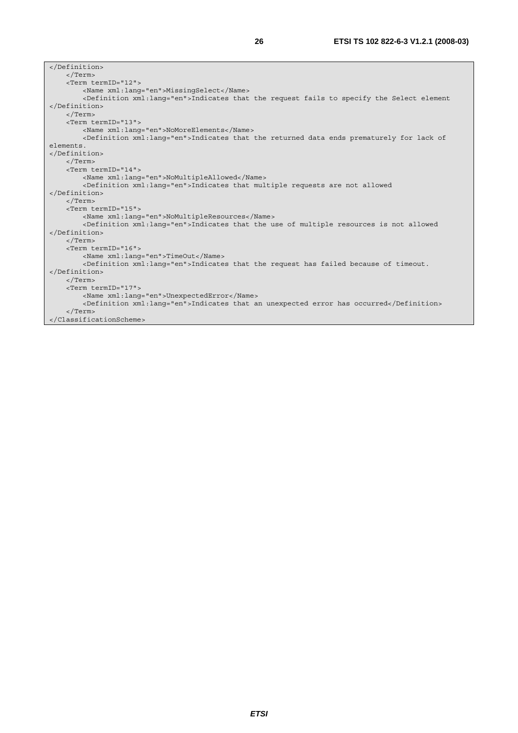```
</Definition>
    </Term>
    <Term termID="12">
        <Name xml:lang="en">MissingSelect</Name>
        <Definition xml:lang="en">Indicates that the request fails to specify the Select element
</Definition>
    </Term>
    <Term termID="13">
        <Name xml:lang="en">NoMoreElements</Name>
        <Definition xml:lang="en">Indicates that the returned data ends prematurely for lack of
elements.
</Definition>
    </Term>
    <Term termID="14">
        <Name xml:lang="en">NoMultipleAllowed</Name>
        <Definition xml:lang="en">Indicates that multiple requests are not allowed
</Definition>
    </Term>
    <Term termID="15">
        <Name xml:lang="en">NoMultipleResources</Name>
        <Definition xml:lang="en">Indicates that the use of multiple resources is not allowed
</Definition>
    </Term>
    <Term termID="16">
        <Name xml:lang="en">TimeOut</Name>
        <Definition xml:lang="en">Indicates that the request has failed because of timeout.
</Definition>
    </Term>
    <Term termID="17">
        <Name xml:lang="en">UnexpectedError</Name>
        <Definition xml:lang="en">Indicates that an unexpected error has occurred</Definition>
    </Term>
</ClassificationScheme>
```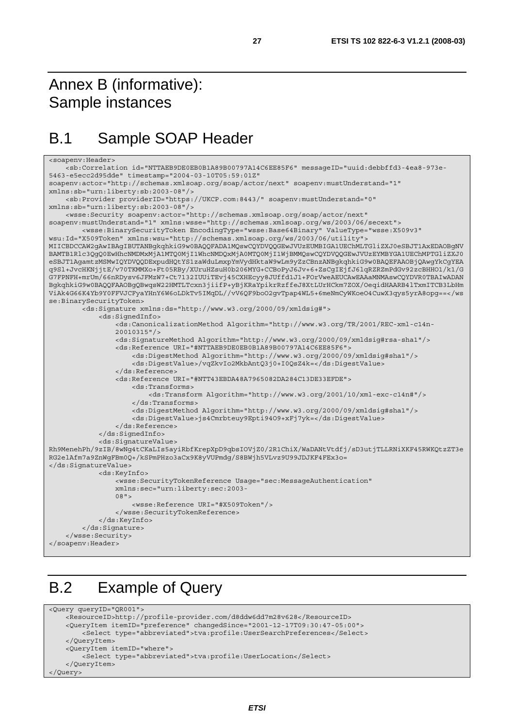# Annex B (informative): Sample instances

## B.1 Sample SOAP Header

```
<soapenv:Header>
    <sb:Correlation id="NTTAEB9DE0EB0B1A89B00797A14C6EE85F6" messageID="uuid:debbffd3-4ea8-973e-
5463-e5ecc2d95dde" timestamp="2004-03-10T05:59:01Z"
soapenv:actor="http://schemas.xmlsoap.org/soap/actor/next" soapenv:mustUnderstand="1"
xmlns:sb="urn:liberty:sb:2003-08"/>
    <sb:Provider providerID="https://UKCP.com:8443/" soapenv:mustUnderstand="0"
xmlns:sb="urn:liberty:sb:2003-08"/>
    <wsse:Security soapenv:actor="http://schemas.xmlsoap.org/soap/actor/next"
soapenv:mustUnderstand="1" xmlns:wsse="http://schemas.xmlsoap.org/ws/2003/06/secext">
        <wsse:BinarySecurityToken EncodingType="wsse:Base64Binary" ValueType="wsse:X509v3"
wsu:Id="X509Token" xmlns:wsu="http://schemas.xmlsoap.org/ws/2003/06/utility">
MIICBDCCAW2gAwIBAgIBUTANBgkqhkiG9w0BAQQFADA1MQswCQYDVQQGEwJVUzEUMBIGA1UEChMLTGliZXJ0eSBJT1AxEDAOBgNV
BAMTB1Rlc3QgQ0EwHhcNMDMxMjA1MTQ0MjI1WhcNMDQxMjA0MTQ0MjI1WjBMMQswCQYDVQQGEwJVUzEYMBYGA1UEChMPTGliZXJ0
eSBJT1AgamtzMSMwIQYDVQQDExpudHQtYS1zaWduLmxpYmVydHktaW9wLm9yZzCBnzANBgkqhkiG9w0BAQEFAAOBjQAwgYkCgYEA
q9Sl+JvcHKNjjtE/v70TKMMXo+Ft05RBy/XUruHZsuH0b206MYG+CCBoPyJ6Jv+6+ZsCgIEjfJ6lqRZRZmPdGv92zcBHHO1/k1/G
G7FPNFH+mrUm/66nRDysv6JFMzW7+Ct7132IUUiTEvj45CXHEcyy8JUffd1J1+FOrVweAEUCAwEAAaMNMAswCQYDVR0TBAIwADAN
BgkqhkiG9w0BAQQFAAOBgQBwqsW22HMTLTcxn3jiifP+yBjKRaYpikrRzffeJ8XtLUrHCkm7ZOX/OeqidHAARB4lTxmITCB3LbHm
ViAk4G66K4Yb9Y0FFVJCFyaYHnY6W6oLDkTv5IMqDL//vV6QF9boO2gvTpap4WL5+6meNmCyWKoeO4CuwX3qys5yrA8opg==</ws
se:BinarySecurityToken>
        <ds:Signature xmlns:ds="http://www.w3.org/2000/09/xmldsig#">
            <ds:SignedInfo>
                <ds:CanonicalizationMethod Algorithm="http://www.w3.org/TR/2001/REC-xml-c14n-
                20010315"/>
                <ds:SignatureMethod Algorithm="http://www.w3.org/2000/09/xmldsig#rsa-sha1"/>
                <ds:Reference URI="#NTTAEB9DE0EB0B1A89B00797A14C6EE85F6">
                    <ds:DigestMethod Algorithm="http://www.w3.org/2000/09/xmldsig#sha1"/>
                    <ds:DigestValue>/vqZkvIo2MkbAntQ3j0+I0QsZ4k=</ds:DigestValue>
                </ds:Reference>
                <ds:Reference URI="#NTT43EBDA48A7965082DA284C13DE33EFDE">
                    <ds:Transforms>
                        <ds:Transform Algorithm="http://www.w3.org/2001/10/xml-exc-c14n#"/>
                    </ds:Transforms>
                    <ds:DigestMethod Algorithm="http://www.w3.org/2000/09/xmldsig#sha1"/>
                    <ds:DigestValue>js4Cmrbteuy9Epti94O9+xFj7yk=</ds:DigestValue>
                </ds:Reference>
            </ds:SignedInfo>
            <ds:SignatureValue>
Rh9MenehPh/9zIB/8wNg4tCKaLIs5ayiRbfKrepXpD9qbsIOVjZ0/2R1ChiX/WaDANtVtdfj/sD3utjTLLRNiXKF45RWKQtzZT3e
RG2elAfm7a9ZnWgFBm0Q+/kSPmPHzo3aCx9K8yVUPmdg/S8BWjh5VLvz9U99JDJKF4FEx3o=
</ds:SignatureValue>
            <ds:KeyInfo>
                <wsse:SecurityTokenReference Usage="sec:MessageAuthentication"
                xmlns:sec="urn:liberty:sec:2003-
                08">
                    <wsse:Reference URI="#X509Token"/>
                </wsse:SecurityTokenReference>
            </ds:KeyInfo>
        </ds:Signature>
    </wsse:Security>
</soapenv:Header>
```

## B.2 Example of Query

```
<Query queryID="QR001">
    <ResourceID>http://profile-provider.com/d8ddw6dd7m28v628</ResourceID>
    <QueryItem itemID="preference" changedSince="2001-12-17T09:30:47-05:00">
        <Select type="abbreviated">tva:profile:UserSearchPreferences</Select>
    </QueryItem>
    <QueryItem itemID="where">
        <Select type="abbreviated">tva:profile:UserLocation</Select>
    </QueryItem>
</Query>
```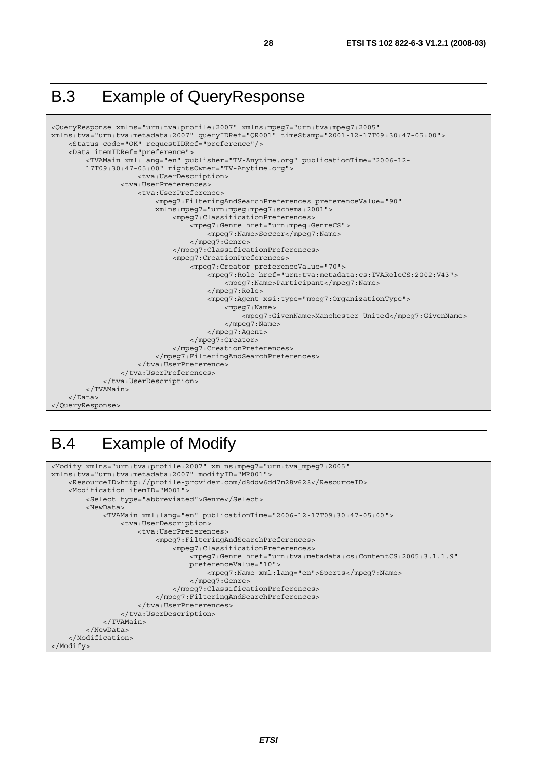## B.3 Example of QueryResponse

```
<QueryResponse xmlns="urn:tva:profile:2007" xmlns:mpeg7="urn:tva:mpeg7:2005"
xmlns:tva="urn:tva:metadata:2007" queryIDRef="QR001" timeStamp="2001-12-17T09:30:47-05:00">
    <Status code="OK" requestIDRef="preference"/>
    <Data itemIDRef="preference">
        <TVAMain xml:lang="en" publisher="TV-Anytime.org" publicationTime="2006-12-
        17T09:30:47-05:00" rightsOwner="TV-Anytime.org">
                <tva:UserDescription>
            <tva:UserPreferences>
                <tva:UserPreference>
                    <mpeg7:FilteringAndSearchPreferences preferenceValue="90"
                    xmlns:mpeg7="urn:mpeg:mpeg7:schema:2001">
                        <mpeg7:ClassificationPreferences>
                            <mpeg7:Genre href="urn:mpeg:GenreCS">
                                <mpeg7:Name>Soccer</mpeg7:Name>
                            </mpeg7:Genre>
                        </mpeg7:ClassificationPreferences>
                        <mpeg7:CreationPreferences>
                            <mpeg7:Creator preferenceValue="70">
                                <mpeg7:Role href="urn:tva:metadata:cs:TVARoleCS:2002:V43">
                                    <mpeg7:Name>Participant</mpeg7:Name>
                                </mpeg7:Role>
                                <mpeg7:Agent xsi:type="mpeg7:OrganizationType">
                                    <mpeg7:Name>
                                        <mpeg7:GivenName>Manchester United</mpeg7:GivenName>
                                    </mpeg7:Name>
                                </mpeg7:Agent>
                            </mpeg7:Creator>
                        </mpeg7:CreationPreferences>
                    </mpeg7:FilteringAndSearchPreferences>
                </tva:UserPreference>
            </tva:UserPreferences>
        </tva:UserDescription>
    </TVAMain>
    </Data>
</QueryResponse>
```

## B.4 Example of Modify

```
<Modify xmlns="urn:tva:profile:2007" xmlns:mpeg7="urn:tva_mpeg7:2005"
xmlns:tva="urn:tva:metadata:2007" modifyID="MR001">
    <ResourceID>http://profile-provider.com/d8ddw6dd7m28v628</ResourceID>
    <Modification itemID="M001">
        <Select type="abbreviated">Genre</Select>
        <NewData>
            <TVAMain xml:lang="en" publicationTime="2006-12-17T09:30:47-05:00">
                <tva:UserDescription>
                    <tva:UserPreferences>
                        <mpeg7:FilteringAndSearchPreferences>
                            <mpeg7:ClassificationPreferences>
                                <mpeg7:Genre href="urn:tva:metadata:cs:ContentCS:2005:3.1.1.9"
                                preferenceValue="10">
                                    <mpeg7:Name xml:lang="en">Sports</mpeg7:Name>
                                </mpeg7:Genre>
                            </mpeg7:ClassificationPreferences>
                        </mpeg7:FilteringAndSearchPreferences>
                    </tva:UserPreferences>
                </tva:UserDescription>
            </TVAMain>
        </NewData>
    </Modification>
</Modify>
```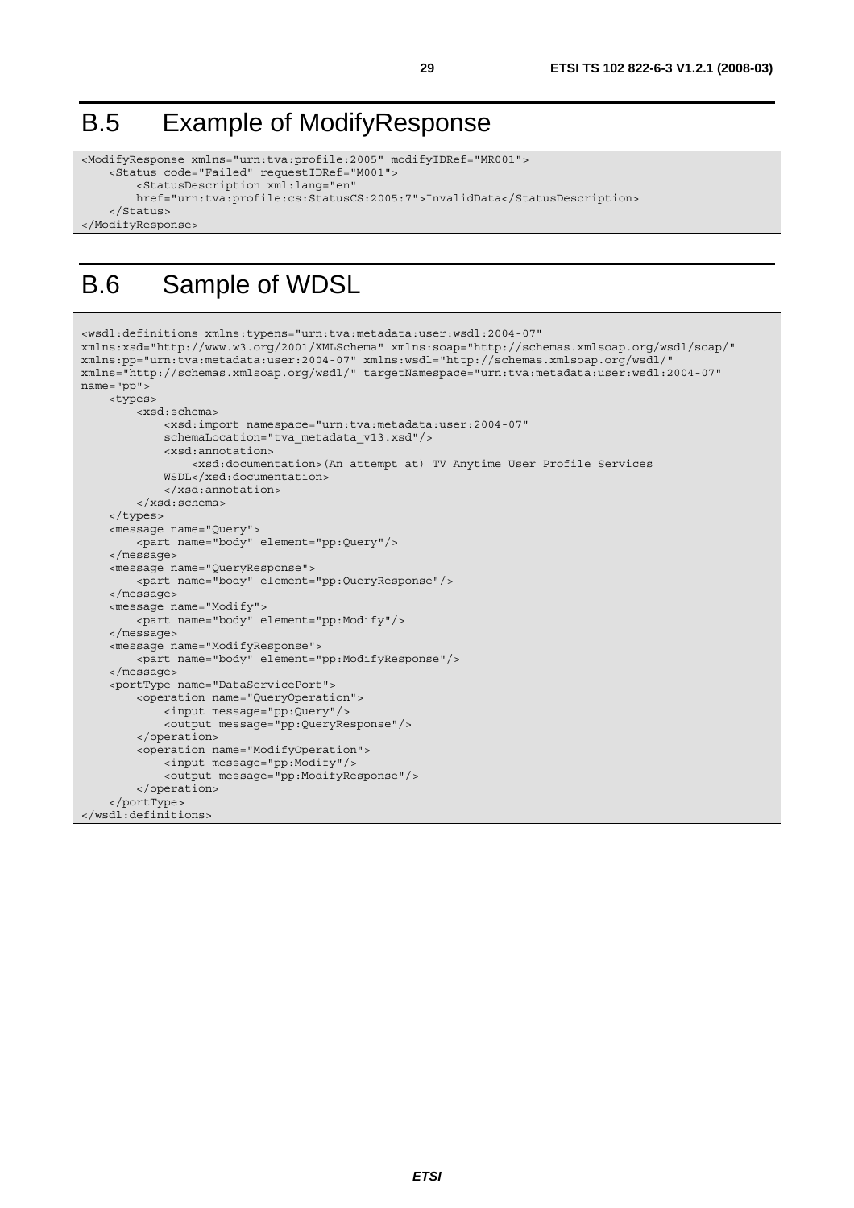## B.5 Example of ModifyResponse

```
<ModifyResponse xmlns="urn:tva:profile:2005" modifyIDRef="MR001">
    <Status code="Failed" requestIDRef="M001">
        <StatusDescription xml:lang="en"
        href="urn:tva:profile:cs:StatusCS:2005:7">InvalidData</StatusDescription>
    </Status>
</ModifyResponse>
```

## B.6 Sample of WDSL

```
<wsdl:definitions xmlns:typens="urn:tva:metadata:user:wsdl:2004-07"
xmlns:xsd="http://www.w3.org/2001/XMLSchema" xmlns:soap="http://schemas.xmlsoap.org/wsdl/soap/"
xmlns:pp="urn:tva:metadata:user:2004-07" xmlns:wsdl="http://schemas.xmlsoap.org/wsdl/"
xmlns="http://schemas.xmlsoap.org/wsdl/" targetNamespace="urn:tva:metadata:user:wsdl:2004-07"
name="pp">
    <types>
        <xsd:schema>
            <xsd:import namespace="urn:tva:metadata:user:2004-07"
            schemaLocation="tva_metadata_v13.xsd"/>
            <xsd:annotation>
                <xsd:documentation>(An attempt at) TV Anytime User Profile Services
            WSDL</xsd:documentation>
            </xsd:annotation>
        </xsd:schema>
    </types>
    <message name="Query">
        <part name="body" element="pp:Query"/>
    </message>
    <message name="QueryResponse">
        <part name="body" element="pp:QueryResponse"/>
    </message>
    <message name="Modify">
        <part name="body" element="pp:Modify"/>
    </message>
    <message name="ModifyResponse">
        <part name="body" element="pp:ModifyResponse"/>
    </message>
    <portType name="DataServicePort">
        <operation name="QueryOperation">
            <input message="pp:Query"/>
            <output message="pp:QueryResponse"/>
        </operation>
        <operation name="ModifyOperation">
            <input message="pp:Modify"/>
            <output message="pp:ModifyResponse"/>
        </operation>
    </portType>
</wsdl:definitions>
```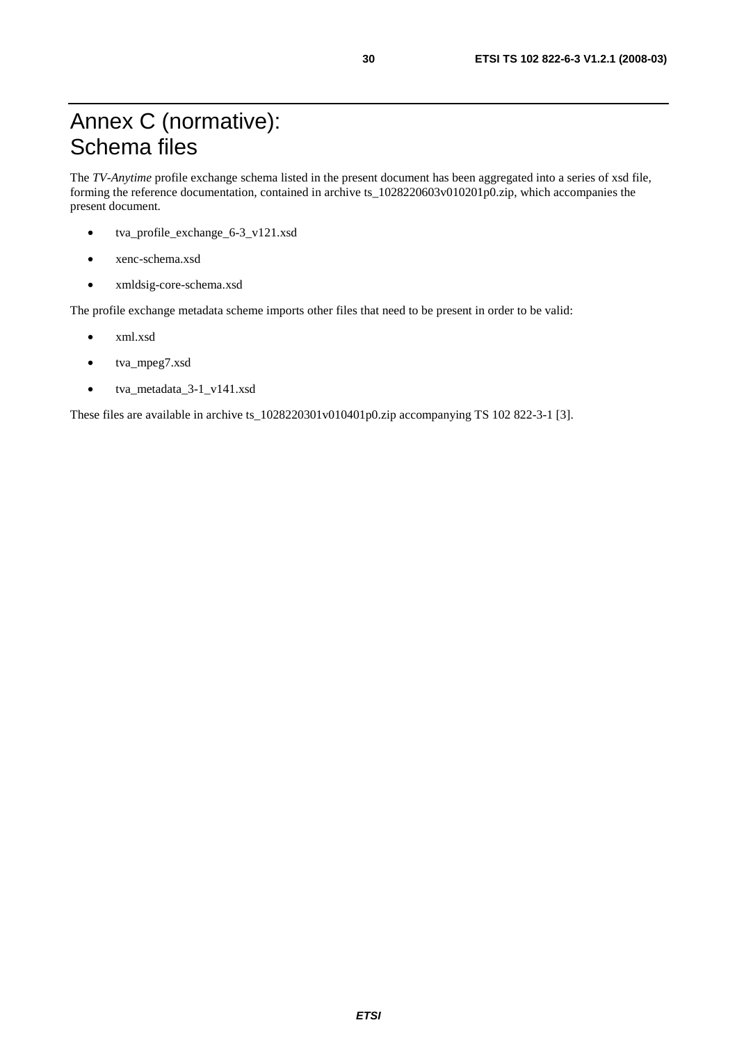# Annex C (normative): Schema files

The *TV-Anytime* profile exchange schema listed in the present document has been aggregated into a series of xsd file, forming the reference documentation, contained in archive ts_1028220603v010201p0.zip, which accompanies the present document.

- tva_profile_exchange_6-3_v121.xsd
- xenc-schema.xsd
- xmldsig-core-schema.xsd

The profile exchange metadata scheme imports other files that need to be present in order to be valid:

- xml.xsd
- tva_mpeg7.xsd
- tva_metadata_3-1_v141.xsd

These files are available in archive ts_1028220301v010401p0.zip accompanying TS 102 822-3-1 [3].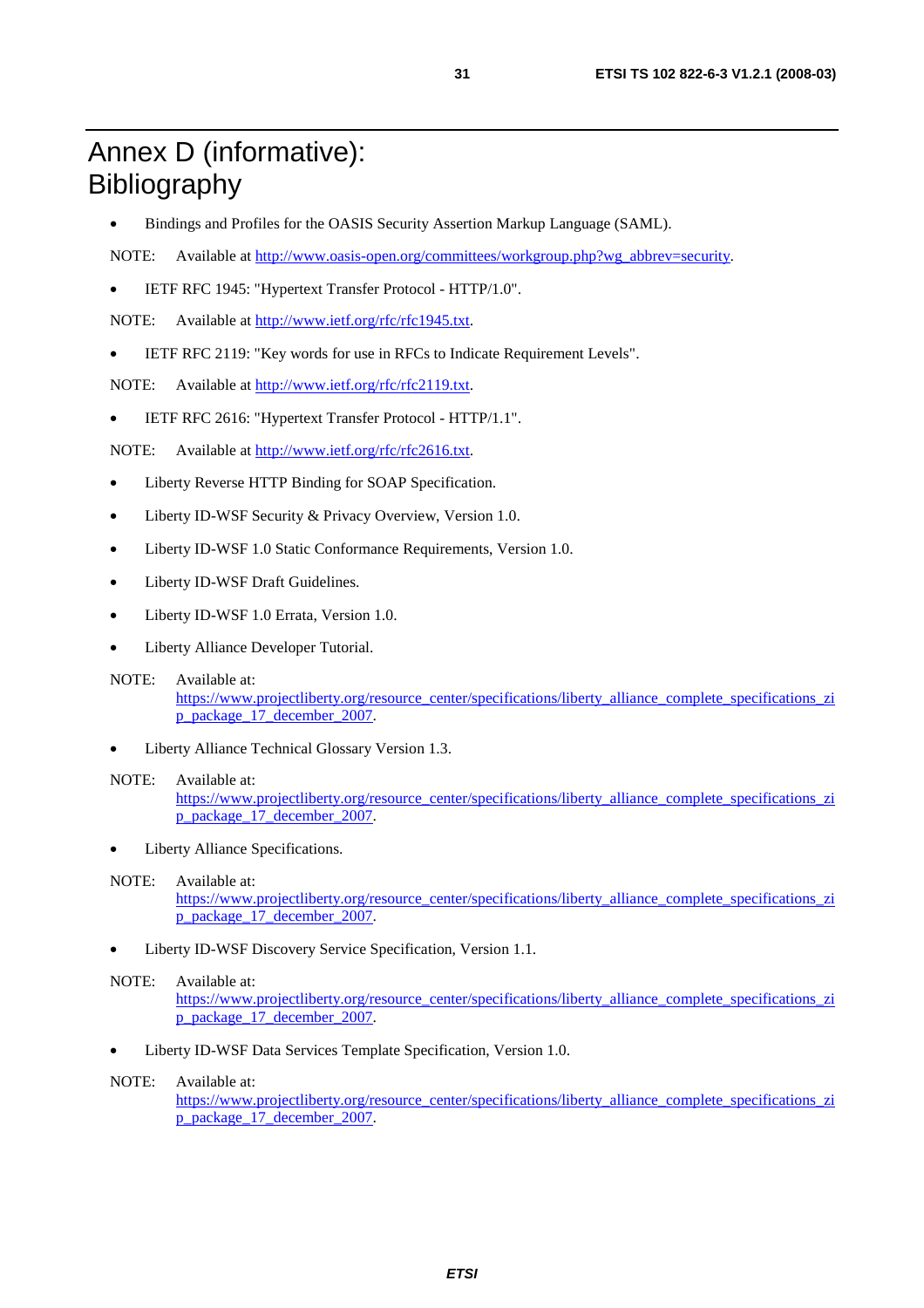# Annex D (informative): Bibliography

- Bindings and Profiles for the OASIS Security Assertion Markup Language (SAML).

NOTE: Available at http://www.oasis-open.org/committees/workgroup.php?wg_abbrev=security.

- IETF RFC 1945: "Hypertext Transfer Protocol - HTTP/1.0".

NOTE: Available at http://www.ietf.org/rfc/rfc1945.txt.

- IETF RFC 2119: "Key words for use in RFCs to Indicate Requirement Levels".

NOTE: Available at http://www.ietf.org/rfc/rfc2119.txt.

- IETF RFC 2616: "Hypertext Transfer Protocol - HTTP/1.1".

NOTE: Available at http://www.ietf.org/rfc/rfc2616.txt.

- Liberty Reverse HTTP Binding for SOAP Specification.
- Liberty ID-WSF Security & Privacy Overview, Version 1.0.
- Liberty ID-WSF 1.0 Static Conformance Requirements, Version 1.0.
- Liberty ID-WSF Draft Guidelines.
- Liberty ID-WSF 1.0 Errata, Version 1.0.
- Liberty Alliance Developer Tutorial.

NOTE: Available at: https://www.projectliberty.org/resource_center/specifications/liberty_alliance_complete_specifications_zip_package_17_december_2007.

- Liberty Alliance Technical Glossary Version 1.3.

NOTE: Available at: https://www.projectliberty.org/resource_center/specifications/liberty_alliance_complete_specifications_zip_package_17_december_2007.

- Liberty Alliance Specifications.

NOTE: Available at: https://www.projectliberty.org/resource_center/specifications/liberty_alliance_complete_specifications_zip_package_17_december_2007.

- Liberty ID-WSF Discovery Service Specification, Version 1.1.

NOTE: Available at: https://www.projectliberty.org/resource_center/specifications/liberty_alliance_complete_specifications_zip_package_17_december_2007.

- Liberty ID-WSF Data Services Template Specification, Version 1.0.

NOTE: Available at: https://www.projectliberty.org/resource_center/specifications/liberty_alliance_complete_specifications_zip_package_17_december_2007.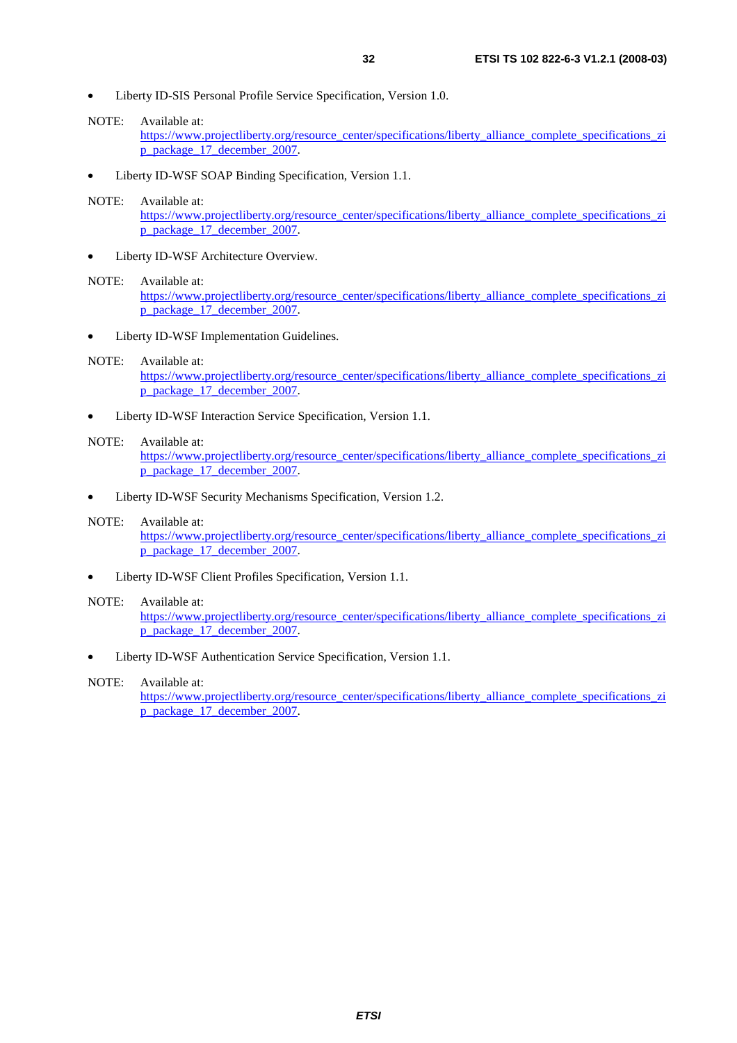- Liberty ID-SIS Personal Profile Service Specification, Version 1.0.

NOTE: Available at: https://www.projectliberty.org/resource_center/specifications/liberty_alliance_complete_specifications_zip_package_17_december_2007.

- Liberty ID-WSF SOAP Binding Specification, Version 1.1.

NOTE: Available at: https://www.projectliberty.org/resource_center/specifications/liberty_alliance_complete_specifications_zip_package_17_december_2007.

- Liberty ID-WSF Architecture Overview.

NOTE: Available at: https://www.projectliberty.org/resource_center/specifications/liberty_alliance_complete_specifications_zip_package_17_december_2007.

- Liberty ID-WSF Implementation Guidelines.

NOTE: Available at: https://www.projectliberty.org/resource_center/specifications/liberty_alliance_complete_specifications_zip_package_17_december_2007.

- Liberty ID-WSF Interaction Service Specification, Version 1.1.

NOTE: Available at: https://www.projectliberty.org/resource_center/specifications/liberty_alliance_complete_specifications_zip_package_17_december_2007.

- Liberty ID-WSF Security Mechanisms Specification, Version 1.2.

NOTE: Available at: https://www.projectliberty.org/resource_center/specifications/liberty_alliance_complete_specifications_zip_package_17_december_2007.

- Liberty ID-WSF Client Profiles Specification, Version 1.1.

NOTE: Available at: https://www.projectliberty.org/resource_center/specifications/liberty_alliance_complete_specifications_zip_package_17_december_2007.

- Liberty ID-WSF Authentication Service Specification, Version 1.1.

NOTE: Available at: https://www.projectliberty.org/resource_center/specifications/liberty_alliance_complete_specifications_zip_package_17_december_2007.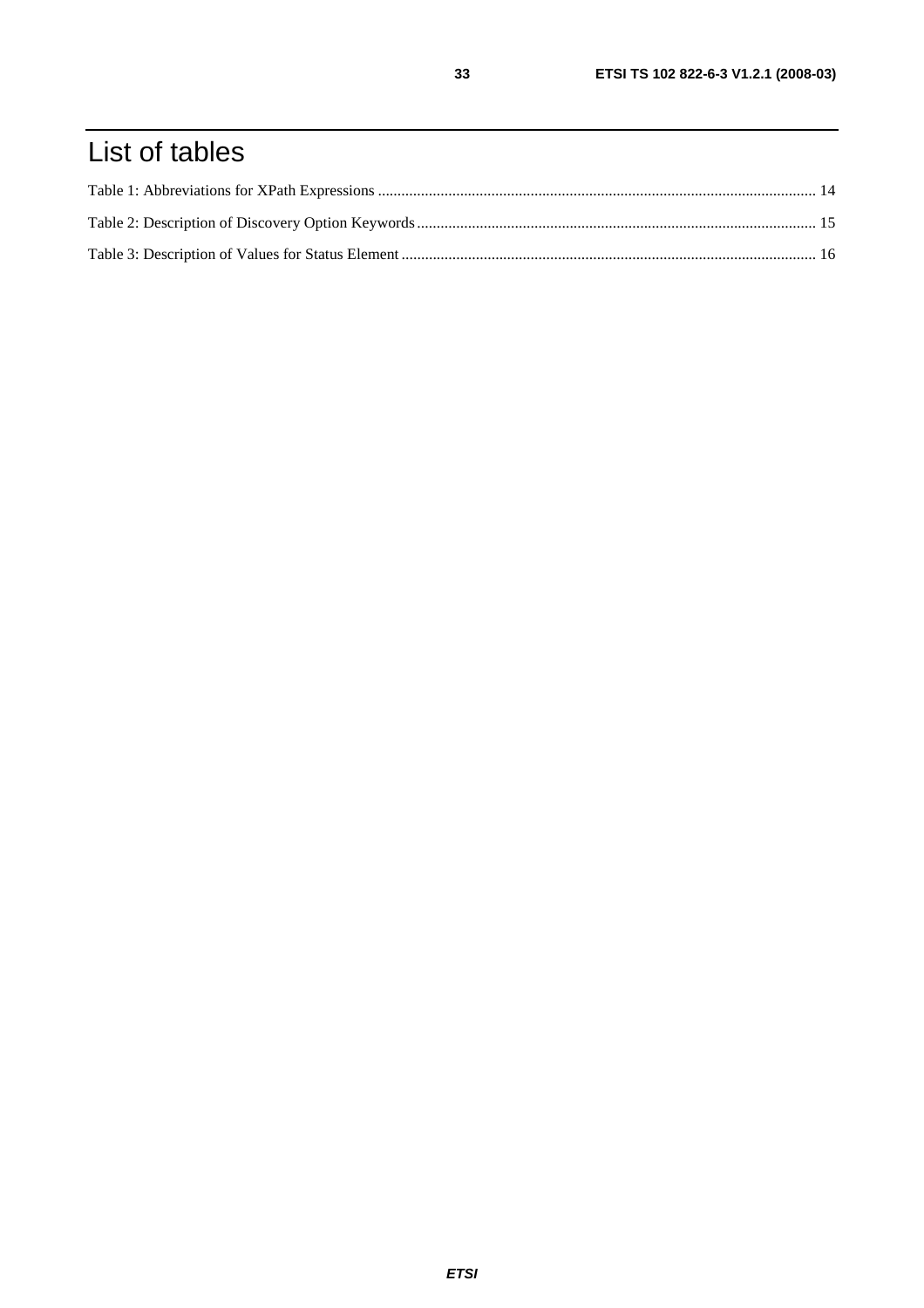# List of tables

Table 1: Abbreviations for XPath Expressions ................................................................................................................ 14

Table 2: Description of Discovery Option Keywords...................................................................................................... 15

Table 3: Description of Values for Status Element .......................................................................................................... 16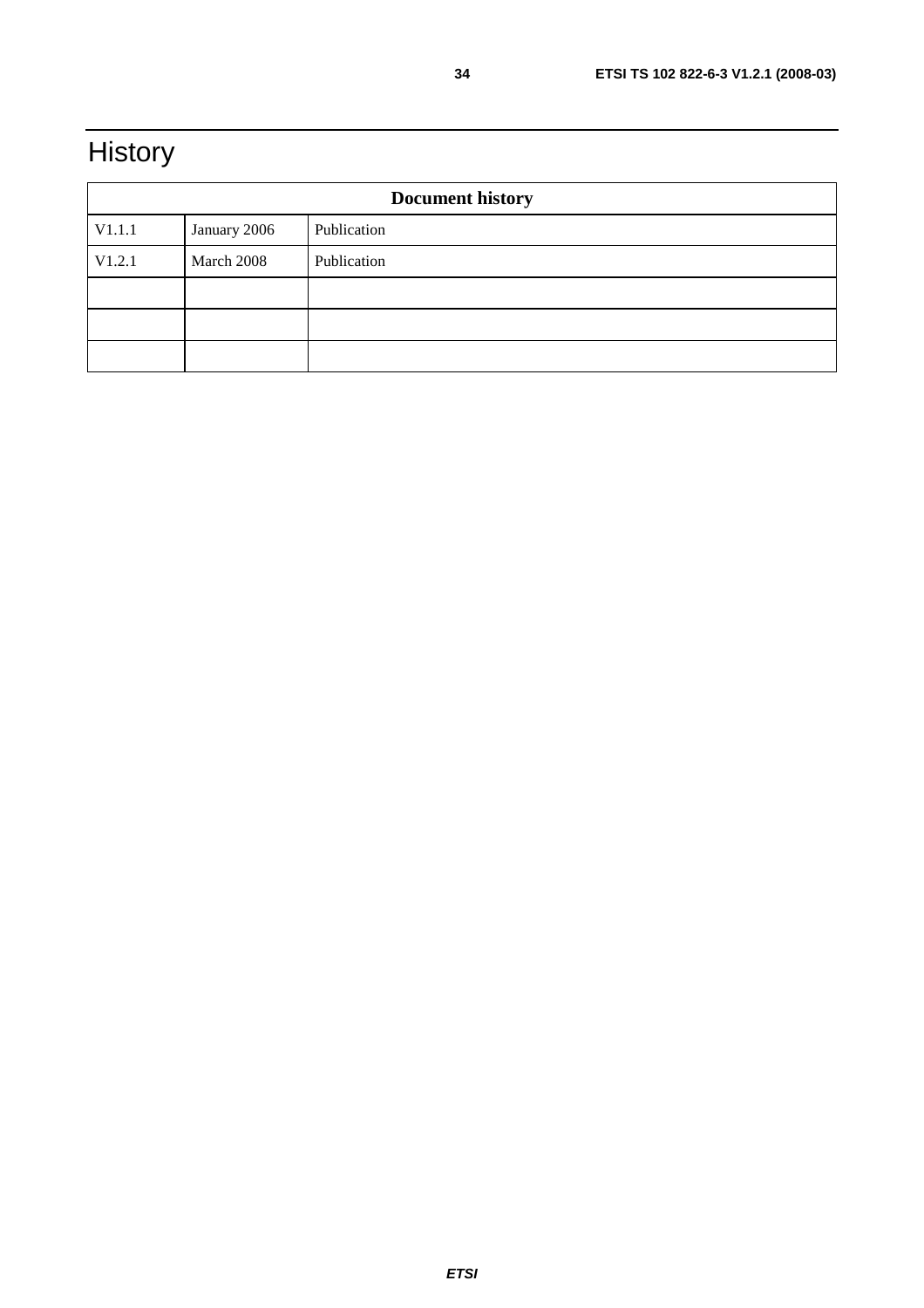# History

| Document history | | |
|---|---|---|
| V1.1.1 | January 2006 | Publication |
| V1.2.1 | March 2008 | Publication |
| | | |
| | | |
| | | |